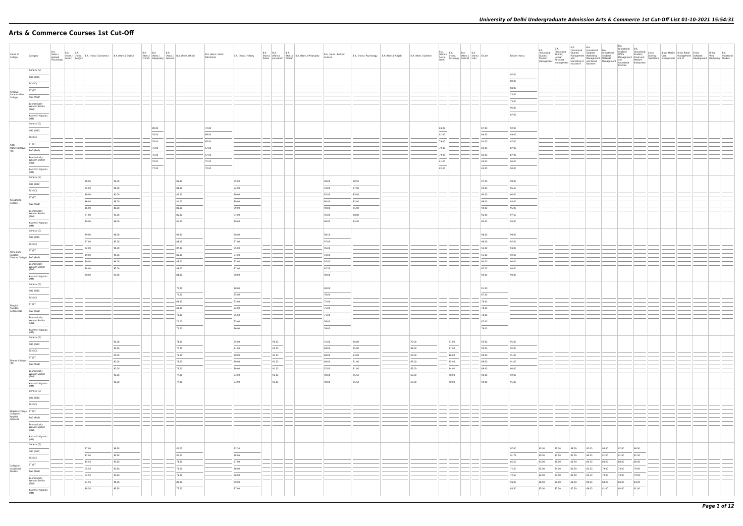# Arts & Commerce Courses 1st Cut-Off

| Name of College | Category | B.A. (Hons.) Applied Psychology | B.A. (Hons.) Arabic | B.A. (Hons.) Bengali | B.A. (Hons.) Economics | B.A. (Hons.) English | B.A. (Hons.) French | B.A. (Hons.) Geography | B.A. (Hons.) German | B.A. (Hons.) Hindi | B.A. (Hons.) Hindi Patrikarita | B.A. (Hons.) History | B.A. (Hons.) Italian | B.A. (Hons.) Journalism | B.A. (Hons.) Persian | B.A. (Hons.) Philosophy | B.A. (Hons.) Political Science | B.A. (Hons.) Psychology | B.A. (Hons.) Punjabi | B.A. (Hons.) Sanskrit | B.A. (Hons.) Social Work | B.A. (Hons.) Sociology | B.A. (Hons.) Spanish | B.A. (Hons.) Urdu | B.Com | B.Com (Hons.) | B.A. (Vocational Studies) Tourism Management | B.A. (Vocational Studies) Human Resource Management | B.A. (Vocational Studies) Management and Marketing of Insurance | B.A. (Vocational Studies) Marketing Management and Retail Business | B.A. (Vocational Studies) Material Management | B.A. (Vocational Studies) Office Management and Secretarial Practice | B.A. (Vocational Studies) Small and Medium Enterprises | B.Voc Banking Operations | B.Voc Health Care Management | B.Voc Retail Management and IT | B.Voc Software Development | B.Voc Web Designing | B.A Vocational Studies |
|---|---|---|---|---|---|---|---|---|---|---|---|---|---|---|---|---|---|---|---|---|---|---|---|---|---|---|---|---|---|---|---|---|---|---|---|---|---|---|---|
| Acharya Narendra Dev College | General (G) | | | | | | | | | | | | | | | | | | | | | | | | | 97.00 | | | | | | | | | | | | | |
| | OBC (OBC) | | | | | | | | | | | | | | | | | | | | | | | | | 89.00 | | | | | | | | | | | | | |
| | SC (SC) | | | | | | | | | | | | | | | | | | | | | | | | | 84.00 | | | | | | | | | | | | | |
| | ST (ST) | | | | | | | | | | | | | | | | | | | | | | | | | 73.00 | | | | | | | | | | | | | |
| | PwD (PwD) | | | | | | | | | | | | | | | | | | | | | | | | | 75.00 | | | | | | | | | | | | | |
| | Economically Weaker Section (EWS) | | | | | | | | | | | | | | | | | | | | | | | | | 96.00 | | | | | | | | | | | | | |
| | Kashmiri Migrants (KM) | | | | | | | | | | | | | | | | | | | | | | | | | 87.00 | | | | | | | | | | | | | |
| Aditi Mahavidyalaya (W) | General (G) | | | | | | | 88.00 | | | 72.00 | | | | | | | | | | 84.00 | | | | 87.00 | 92.00 | | | | | | | | | | | | | |
| | OBC (OBC) | | | | | | | 78.00 | | | 69.00 | | | | | | | | | | 81.00 | | | | 84.00 | 89.00 | | | | | | | | | | | | | |
| | SC (SC) | | | | | | | 76.00 | | | 67.00 | | | | | | | | | | 79.00 | | | | 82.00 | 87.00 | | | | | | | | | | | | | |
| | ST (ST) | | | | | | | 76.00 | | | 67.00 | | | | | | | | | | 79.00 | | | | 82.00 | 87.00 | | | | | | | | | | | | | |
| | PwD (PwD) | | | | | | | 76.00 | | | 67.00 | | | | | | | | | | 79.00 | | | | 82.00 | 87.00 | | | | | | | | | | | | | |
| | Economically Weaker Section (EWS) | | | | | | | 79.00 | | | 70.00 | | | | | | | | | | 81.00 | | | | 85.00 | 90.00 | | | | | | | | | | | | | |
| | Kashmiri Migrants (KM) | | | | | | | 77.00 | | | 70.00 | | | | | | | | | | 82.00 | | | | 85.00 | 90.00 | | | | | | | | | | | | | |
| Aryabhatta College | General (G) | | | | 98.00 | 96.00 | | | | 86.00 | | 95.00 | | | | | 96.00 | 98.50 | | | | | | | 97.00 | 98.00 | | | | | | | | | | | | | |
| | OBC (OBC) | | | | 95.00 | 94.00 | | | | 84.00 | | 92.00 | | | | | 94.00 | 97.00 | | | | | | | 94.00 | 96.50 | | | | | | | | | | | | | |
| | SC (SC) | | | | 90.00 | 90.00 | | | | 82.00 | | 90.00 | | | | | 92.00 | 95.00 | | | | | | | 93.00 | 95.00 | | | | | | | | | | | | | |
| | ST (ST) | | | | 86.00 | 88.00 | | | | 81.00 | | 89.00 | | | | | 90.00 | 93.00 | | | | | | | 86.00 | 88.00 | | | | | | | | | | | | | |
| | PwD (PwD) | | | | 86.00 | 88.00 | | | | 82.00 | | 89.00 | | | | | 90.00 | 95.00 | | | | | | | 93.00 | 95.00 | | | | | | | | | | | | | |
| | Economically Weaker Section (EWS) | | | | 97.00 | 95.00 | | | | 85.00 | | 94.00 | | | | | 95.00 | 98.00 | | | | | | | 96.00 | 97.50 | | | | | | | | | | | | | |
| | Kashmiri Migrants (KM) | | | | 90.00 | 88.00 | | | | 81.00 | | 89.00 | | | | | 90.00 | 93.00 | | | | | | | 93.00 | 95.00 | | | | | | | | | | | | | |
| Atma Ram Sanatan Dharma College | General (G) | | | | 99.00 | 98.00 | | | | 90.00 | | 98.00 | | | | | 98.50 | | | | | | | | 98.00 | 99.00 | | | | | | | | | | | | | |
| | OBC (OBC) | | | | 97.00 | 97.00 | | | | 88.00 | | 97.00 | | | | | 97.00 | | | | | | | | 96.00 | 97.00 | | | | | | | | | | | | | |
| | SC (SC) | | | | 92.00 | 94.00 | | | | 87.00 | | 95.00 | | | | | 95.00 | | | | | | | | 93.00 | 94.00 | | | | | | | | | | | | | |
| | ST (ST) | | | | 89.00 | 94.00 | | | | 86.00 | | 94.00 | | | | | 94.00 | | | | | | | | 91.00 | 92.00 | | | | | | | | | | | | | |
| | PwD (PwD) | | | | 90.00 | 94.00 | | | | 86.00 | | 93.00 | | | | | 93.00 | | | | | | | | 90.00 | 90.00 | | | | | | | | | | | | | |
| | Economically Weaker Section (EWS) | | | | 98.00 | 97.00 | | | | 89.00 | | 97.00 | | | | | 97.50 | | | | | | | | 97.00 | 98.00 | | | | | | | | | | | | | |
| | Kashmiri Migrants (KM) | | | | 90.00 | 90.00 | | | | 88.00 | | 90.00 | | | | | 93.00 | | | | | | | | 93.00 | 93.00 | | | | | | | | | | | | | |
| Bhagini Nivedita College (W) | General (G) | | | | | | | | | 72.00 | | 80.00 | | | | | 80.00 | | | | | | | | 91.00 | | | | | | | | | | | | | | |
| | OBC (OBC) | | | | | | | | | 70.00 | | 75.00 | | | | | 76.00 | | | | | | | | 87.00 | | | | | | | | | | | | | | |
| | SC (SC) | | | | | | | | | 64.00 | | 73.00 | | | | | 72.00 | | | | | | | | 78.00 | | | | | | | | | | | | | | |
| | ST (ST) | | | | | | | | | 64.00 | | 72.00 | | | | | 71.00 | | | | | | | | 78.00 | | | | | | | | | | | | | | |
| | PwD (PwD) | | | | | | | | | 70.00 | | 75.00 | | | | | 71.00 | | | | | | | | 78.00 | | | | | | | | | | | | | | |
| | Economically Weaker Section (EWS) | | | | | | | | | 70.00 | | 75.00 | | | | | 76.00 | | | | | | | | 87.00 | | | | | | | | | | | | | | |
| | Kashmiri Migrants (KM) | | | | | | | | | 70.00 | | 76.00 | | | | | 76.00 | | | | | | | | 78.00 | | | | | | | | | | | | | | |
| Bharati College (W) | General (G) | | | | | 93.00 | | | | 78.00 | | 85.00 | | 93.00 | | | 91.00 | 96.00 | | 70.00 | | 91.00 | | | 93.00 | 95.00 | | | | | | | | | | | | | |
| | OBC (OBC) | | | | | 92.50 | | | | 77.00 | | 81.00 | | 92.00 | | | 89.00 | 95.00 | | 68.00 | | 87.00 | | | 90.00 | 92.00 | | | | | | | | | | | | | |
| | SC (SC) | | | | | 90.00 | | | | 75.00 | | 80.00 | | 91.00 | | | 88.00 | 94.00 | | 67.00 | | 86.00 | | | 89.00 | 91.00 | | | | | | | | | | | | | |
| | ST (ST) | | | | | 90.00 | | | | 73.00 | | 80.00 | | 91.00 | | | 88.00 | 91.00 | | 66.00 | | 85.00 | | | 89.00 | 91.00 | | | | | | | | | | | | | |
| | PwD (PwD) | | | | | 90.00 | | | | 73.00 | | 80.00 | | 91.00 | | | 87.00 | 91.00 | | 65.00 | | 84.00 | | | 89.00 | 90.00 | | | | | | | | | | | | | |
| | Economically Weaker Section (EWS) | | | | | 92.50 | | | | 77.00 | | 83.00 | | 91.00 | | | 90.00 | 95.50 | | 69.00 | | 90.00 | | | 90.00 | 92.00 | | | | | | | | | | | | | |
| | Kashmiri Migrants (KM) | | | | | 92.50 | | | | 77.00 | | 83.00 | | 91.00 | | | 90.00 | 95.50 | | 69.00 | | 90.00 | | | 90.00 | 91.00 | | | | | | | | | | | | | |
| Bhaskaracharya College of Applied Sciences | General (G) | | | | | | | | | | | | | | | | | | | | | | | | | | | | | | | | | | | | | | |
| | OBC (OBC) | | | | | | | | | | | | | | | | | | | | | | | | | | | | | | | | | | | | | | |
| | SC (SC) | | | | | | | | | | | | | | | | | | | | | | | | | | | | | | | | | | | | | | |
| | ST (ST) | | | | | | | | | | | | | | | | | | | | | | | | | | | | | | | | | | | | | | |
| | PwD (PwD) | | | | | | | | | | | | | | | | | | | | | | | | | | | | | | | | | | | | | | |
| | Economically Weaker Section (EWS) | | | | | | | | | | | | | | | | | | | | | | | | | | | | | | | | | | | | | | |
| | Kashmiri Migrants (KM) | | | | | | | | | | | | | | | | | | | | | | | | | | | | | | | | | | | | | | |
| College of Vocational Studies | General (G) | | | | 97.00 | 96.50 | | | | 82.00 | | 93.50 | | | | | | | | | | | | | | 97.00 | 90.00 | 93.00 | 88.50 | 92.00 | 86.50 | 87.00 | 86.50 | | | | | | |
| | OBC (OBC) | | | | 92.00 | 93.50 | | | | 80.00 | | 88.00 | | | | | | | | | | | | | | 91.75 | 85.00 | 87.00 | 82.50 | 86.50 | 81.00 | 81.00 | 81.00 | | | | | | |
| | SC (SC) | | | | 85.50 | 90.50 | | | | 79.00 | | 87.00 | | | | | | | | | | | | | | 85.50 | 83.00 | 85.00 | 81.50 | 84.50 | 80.00 | 80.00 | 80.00 | | | | | | |
| | ST (ST) | | | | 75.50 | 90.50 | | | | 76.00 | | 86.00 | | | | | | | | | | | | | | 75.50 | 82.00 | 84.00 | 80.50 | 83.50 | 79.00 | 78.00 | 79.00 | | | | | | |
| | PwD (PwD) | | | | 72.50 | 90.50 | | | | 75.00 | | 86.00 | | | | | | | | | | | | | | 72.50 | 82.00 | 84.00 | 80.50 | 83.50 | 79.00 | 78.00 | 79.00 | | | | | | |
| | Economically Weaker Section (EWS) | | | | 94.50 | 94.00 | | | | 80.00 | | 89.00 | | | | | | | | | | | | | | 94.00 | 86.50 | 90.00 | 86.00 | 89.00 | 84.00 | 84.00 | 84.00 | | | | | | |
| | Kashmiri Migrants (KM) | | | | 88.50 | 93.50 | | | | 77.00 | | 87.00 | | | | | | | | | | | | | | 88.50 | 85.00 | 87.00 | 82.50 | 86.00 | 81.00 | 80.00 | 81.00 | | | | | | |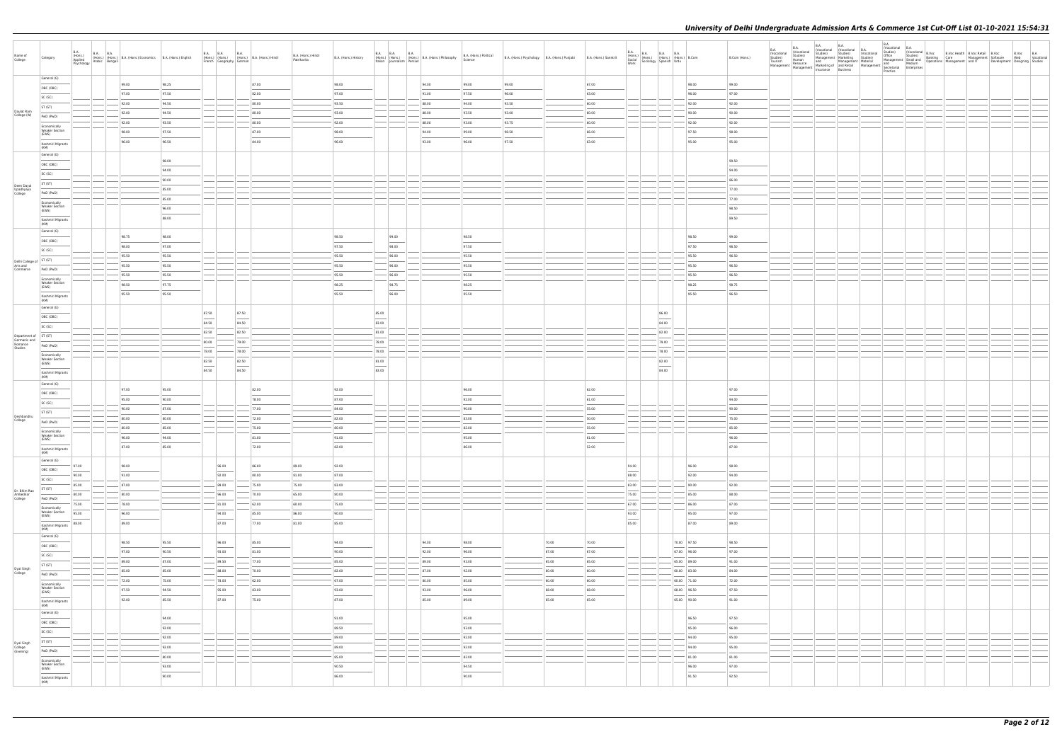# University of Delhi Undergraduate Admission Arts & Commerce 1st Cut-Off List 01-10-2021 15:54:31

| Name of College | Category | B.A. (Hons.) Applied Psychology | B.A. (Hons.) Arabic | B.A. (Hons.) Bengali | B.A. (Hons.) Economics | B.A. (Hons.) English | B.A. (Hons.) French | B.A. (Hons.) Geography | B.A. (Hons.) German | B.A. (Hons.) Hindi | B.A. (Hons.) Hindi Patrikarita | B.A. (Hons.) History | B.A. (Hons.) Italian | B.A. (Hons.) Journalism | B.A. (Hons.) Persian | B.A. (Hons.) Philosophy | B.A. (Hons.) Political Science | B.A. (Hons.) Psychology | B.A. (Hons.) Punjabi | B.A. (Hons.) Sanskrit | B.A. (Hons.) Social Work | B.A. (Hons.) Sociology | B.A. (Hons.) Spanish | B.A. (Hons.) Urdu | B.Com | B.Com (Hons.) | B.A. (Vocational Studies) Tourism Management | B.A. (Vocational Studies) Human Resource Management | B.A. (Vocational Studies) Management and Marketing of Insurance | B.A. (Vocational Studies) Marketing Management and Retail Business | B.A. (Vocational Studies) Material Management | B.A. (Vocational Studies) Office Management and Secretarial Practice | B.A. (Vocational Studies) Small and Medium Enterprises | B.Voc Banking Operations | B.Voc Health Care Management | B.Voc Retail Management and IT | B.Voc Software Development | B.Voc Web Designing | B.A. Vocational Studies |
|---|---|---|---|---|---|---|---|---|---|---|---|---|---|---|---|---|---|---|---|---|---|---|---|---|---|---|---|---|---|---|---|---|---|---|---|---|---|---|---|
| Daulat Ram College (W) | General (G) | | | | 99.00 | 98.25 | | | | 87.00 | | 98.00 | | | | 94.00 | 99.00 | 99.00 | | 67.00 | | | | | 98.00 | 99.00 | | | | | | | | | | | | | |
| | OBC (OBC) | | | | 97.00 | 97.50 | | | | 82.00 | | 97.00 | | | | 91.00 | 97.50 | 96.00 | | 63.00 | | | | | 96.00 | 97.00 | | | | | | | | | | | | | |
| | SC (SC) | | | | 92.00 | 94.50 | | | | 80.00 | | 93.50 | | | | 88.00 | 94.00 | 93.50 | | 60.00 | | | | | 92.00 | 92.00 | | | | | | | | | | | | | |
| | ST (ST) | | | | 92.00 | 94.50 | | | | 80.00 | | 93.00 | | | | 88.00 | 93.50 | 93.00 | | 60.00 | | | | | 90.00 | 90.00 | | | | | | | | | | | | | |
| | PwD (PwD) | | | | 92.00 | 93.50 | | | | 80.00 | | 92.00 | | | | 88.00 | 93.00 | 93.75 | | 60.00 | | | | | 92.00 | 92.00 | | | | | | | | | | | | | |
| | Economically Weaker Section (EWS) | | | | 98.00 | 97.50 | | | | 87.00 | | 98.00 | | | | 94.00 | 99.00 | 98.50 | | 66.00 | | | | | 97.50 | 98.00 | | | | | | | | | | | | | |
| | Kashmiri Migrants (KM) | | | | 96.00 | 96.50 | | | | 84.00 | | 96.00 | | | | 93.00 | 96.00 | 97.50 | | 63.00 | | | | | 95.00 | 95.00 | | | | | | | | | | | | | |
| Deen Dayal Upadhyaya College | General (G) | | | | | 98.00 | | | | | | | | | | | | | | | | | | | | 99.50 | | | | | | | | | | | | | |
| | OBC (OBC) | | | | | 94.00 | | | | | | | | | | | | | | | | | | | | 94.00 | | | | | | | | | | | | | |
| | SC (SC) | | | | | 90.00 | | | | | | | | | | | | | | | | | | | | 86.00 | | | | | | | | | | | | | |
| | ST (ST) | | | | | 85.00 | | | | | | | | | | | | | | | | | | | | 77.00 | | | | | | | | | | | | | |
| | PwD (PwD) | | | | | 85.00 | | | | | | | | | | | | | | | | | | | | 77.00 | | | | | | | | | | | | | |
| | Economically Weaker Section (EWS) | | | | | 96.00 | | | | | | | | | | | | | | | | | | | | 98.50 | | | | | | | | | | | | | |
| | Kashmiri Migrants (KM) | | | | | 88.00 | | | | | | | | | | | | | | | | | | | | 89.50 | | | | | | | | | | | | | |
| Delhi College of Arts and Commerce | General (G) | | | | 98.75 | 98.00 | | | | | | 98.50 | | 99.00 | | | 98.50 | | | | | | | | 98.50 | 99.00 | | | | | | | | | | | | | |
| | OBC (OBC) | | | | 98.00 | 97.00 | | | | | | 97.50 | | 98.00 | | | 97.50 | | | | | | | | 97.50 | 98.50 | | | | | | | | | | | | | |
| | SC (SC) | | | | 95.50 | 95.50 | | | | | | 95.50 | | 96.00 | | | 95.50 | | | | | | | | 95.50 | 96.50 | | | | | | | | | | | | | |
| | ST (ST) | | | | 95.50 | 95.50 | | | | | | 95.50 | | 96.00 | | | 95.50 | | | | | | | | 95.50 | 96.50 | | | | | | | | | | | | | |
| | PwD (PwD) | | | | 95.50 | 95.50 | | | | | | 95.50 | | 96.00 | | | 95.50 | | | | | | | | 95.50 | 96.50 | | | | | | | | | | | | | |
| | Economically Weaker Section (EWS) | | | | 98.50 | 97.75 | | | | | | 98.25 | | 98.75 | | | 98.25 | | | | | | | | 98.25 | 98.75 | | | | | | | | | | | | | |
| | Kashmiri Migrants (KM) | | | | 95.50 | 95.50 | | | | | | 95.50 | | 96.00 | | | 95.50 | | | | | | | | 95.50 | 96.50 | | | | | | | | | | | | | |
| Department of Germanic and Romance Studies | General (G) | | | | | | 87.50 | | 87.50 | | | | 85.00 | | | | | | | | | | 86.00 | | | | | | | | | | | | | | | | |
| | OBC (OBC) | | | | | | 84.50 | | 84.50 | | | | 83.00 | | | | | | | | | | 84.00 | | | | | | | | | | | | | | | | |
| | SC (SC) | | | | | | 82.50 | | 82.50 | | | | 81.00 | | | | | | | | | | 82.00 | | | | | | | | | | | | | | | | |
| | ST (ST) | | | | | | 80.00 | | 79.00 | | | | 78.00 | | | | | | | | | | 79.00 | | | | | | | | | | | | | | | | |
| | PwD (PwD) | | | | | | 78.00 | | 78.00 | | | | 78.00 | | | | | | | | | | 78.00 | | | | | | | | | | | | | | | | |
| | Economically Weaker Section (EWS) | | | | | | 82.50 | | 82.50 | | | | 81.00 | | | | | | | | | | 82.00 | | | | | | | | | | | | | | | | |
| | Kashmiri Migrants (KM) | | | | | | 84.50 | | 84.50 | | | | 83.00 | | | | | | | | | | 84.00 | | | | | | | | | | | | | | | | |
| Deshbandhu College | General (G) | | | | 97.00 | 95.00 | | | | 82.00 | | 92.00 | | | | | 96.00 | | | 62.00 | | | | | | 97.00 | | | | | | | | | | | | | |
| | OBC (OBC) | | | | 95.00 | 90.00 | | | | 78.00 | | 87.00 | | | | | 92.00 | | | 61.00 | | | | | | 94.00 | | | | | | | | | | | | | |
| | SC (SC) | | | | 90.00 | 87.00 | | | | 77.00 | | 84.00 | | | | | 90.00 | | | 55.00 | | | | | | 90.00 | | | | | | | | | | | | | |
| | ST (ST) | | | | 80.00 | 80.00 | | | | 72.00 | | 82.00 | | | | | 83.00 | | | 50.00 | | | | | | 75.00 | | | | | | | | | | | | | |
| | PwD (PwD) | | | | 80.00 | 85.00 | | | | 75.00 | | 80.00 | | | | | 82.00 | | | 55.00 | | | | | | 85.00 | | | | | | | | | | | | | |
| | Economically Weaker Section (EWS) | | | | 96.00 | 94.00 | | | | 81.00 | | 91.00 | | | | | 95.00 | | | 61.00 | | | | | | 96.00 | | | | | | | | | | | | | |
| | Kashmiri Migrants (KM) | | | | 87.00 | 85.00 | | | | 72.00 | | 82.00 | | | | | 86.00 | | | 52.00 | | | | | | 87.00 | | | | | | | | | | | | | |
| Dr. Bhim Rao Ambedkar College | General (G) | 97.00 | | | 98.00 | | | 96.00 | | 86.00 | 89.00 | 92.00 | | | | | | | | | 94.00 | | | | 96.00 | 98.00 | | | | | | | | | | | | | |
| | OBC (OBC) | 90.00 | | | 91.00 | | | 92.00 | | 80.00 | 81.00 | 87.00 | | | | | | | | | 88.00 | | | | 92.00 | 94.00 | | | | | | | | | | | | | |
| | SC (SC) | 85.00 | | | 87.00 | | | 89.00 | | 75.00 | 75.00 | 83.00 | | | | | | | | | 83.00 | | | | 90.00 | 92.00 | | | | | | | | | | | | | |
| | ST (ST) | 80.00 | | | 80.00 | | | 86.00 | | 70.00 | 65.00 | 80.00 | | | | | | | | | 75.00 | | | | 85.00 | 88.00 | | | | | | | | | | | | | |
| | PwD (PwD) | 75.00 | | | 78.00 | | | 81.00 | | 62.00 | 60.00 | 75.00 | | | | | | | | | 67.00 | | | | 86.00 | 87.00 | | | | | | | | | | | | | |
| | Economically Weaker Section (EWS) | 95.00 | | | 96.00 | | | 94.00 | | 85.00 | 86.00 | 90.00 | | | | | | | | | 93.00 | | | | 95.00 | 97.00 | | | | | | | | | | | | | |
| | Kashmiri Migrants (KM) | 88.00 | | | 89.00 | | | 87.00 | | 77.00 | 81.00 | 85.00 | | | | | | | | | 85.00 | | | | 87.00 | 89.00 | | | | | | | | | | | | | |
| Dyal Singh College | General (G) | | | | 98.50 | 95.50 | | 96.00 | | 85.00 | | 94.00 | | | | 94.00 | 98.00 | | 70.00 | 70.00 | | | | 70.00 | 97.50 | 98.50 | | | | | | | | | | | | | |
| | OBC (OBC) | | | | 97.00 | 90.50 | | 93.00 | | 81.00 | | 90.00 | | | | 92.00 | 96.00 | | 67.00 | 67.00 | | | | 67.00 | 96.00 | 97.00 | | | | | | | | | | | | | |
| | SC (SC) | | | | 89.00 | 87.00 | | 88.50 | | 77.00 | | 85.00 | | | | 89.00 | 93.00 | | 65.00 | 65.00 | | | | 65.00 | 89.00 | 91.00 | | | | | | | | | | | | | |
| | ST (ST) | | | | 85.00 | 85.00 | | 88.00 | | 70.00 | | 82.00 | | | | 87.00 | 92.00 | | 60.00 | 60.00 | | | | 60.00 | 83.00 | 84.00 | | | | | | | | | | | | | |
| | PwD (PwD) | | | | 72.00 | 75.00 | | 78.00 | | 62.00 | | 67.00 | | | | 80.00 | 85.00 | | 60.00 | 60.00 | | | | 60.00 | 71.00 | 72.00 | | | | | | | | | | | | | |
| | Economically Weaker Section (EWS) | | | | 97.50 | 94.50 | | 95.00 | | 83.00 | | 93.00 | | | | 93.00 | 96.00 | | 68.00 | 68.00 | | | | 68.00 | 96.50 | 97.50 | | | | | | | | | | | | | |
| | Kashmiri Migrants (KM) | | | | 92.00 | 85.50 | | 87.00 | | 75.00 | | 87.00 | | | | 85.00 | 89.00 | | 65.00 | 65.00 | | | | 65.00 | 90.00 | 91.00 | | | | | | | | | | | | | |
| Dyal Singh College (Evening) | General (G) | | | | | | | | | | | 91.00 | | | | | 95.00 | | | | | | | | 96.50 | 97.50 | | | | | | | | | | | | | |
| | OBC (OBC) | | | | | | | | | | | 89.50 | | | | | 93.00 | | | | | | | | 95.00 | 96.00 | | | | | | | | | | | | | |
| | SC (SC) | | | | | | | | | | | 89.00 | | | | | 92.00 | | | | | | | | 94.00 | 95.00 | | | | | | | | | | | | | |
| | ST (ST) | | | | | | | | | | | 89.00 | | | | | 92.00 | | | | | | | | 94.00 | 95.00 | | | | | | | | | | | | | |
| | PwD (PwD) | | | | | | | | | | | 85.00 | | | | | 82.00 | | | | | | | | 81.00 | 81.00 | | | | | | | | | | | | | |
| | Economically Weaker Section (EWS) | | | | | | | | | | | 90.50 | | | | | 94.50 | | | | | | | | 96.00 | 97.00 | | | | | | | | | | | | | |
| | Kashmiri Migrants (KM) | | | | | | | | | | | 86.00 | | | | | 90.00 | | | | | | | | 91.50 | 92.50 | | | | | | | | | | | | | |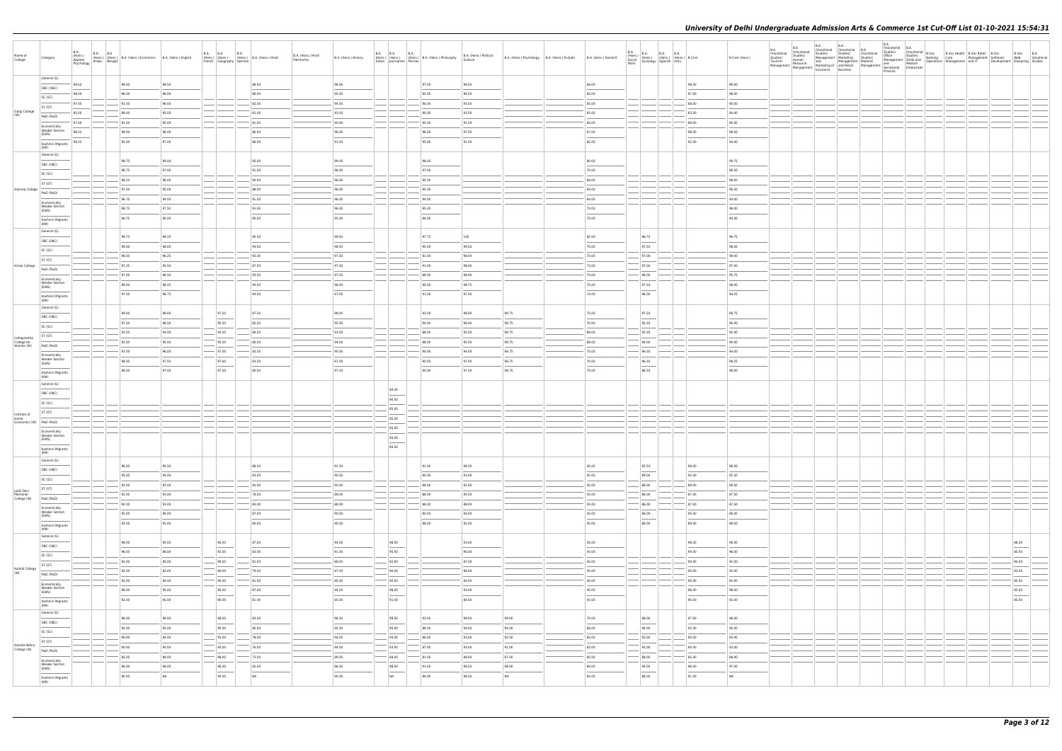# University of Delhi Undergraduate Admission Arts & Commerce 1st Cut-Off List 01-10-2021 15:54:31

| Name of College | Category | B.A. (Hons.) Applied Psychology | B.A. (Hons.) Arabic | B.A. (Hons.) Bengali | B.A. (Hons.) Economics | B.A. (Hons.) English | B.A. (Hons.) French | B.A. (Hons.) Geography | B.A. (Hons.) German | B.A. (Hons.) Hindi | B.A. (Hons.) Hindi Patrikarita | B.A. (Hons.) History | B.A. (Hons.) Italian | B.A. (Hons.) Journalism | B.A. (Hons.) Persian | B.A. (Hons.) Philosophy | B.A. (Hons.) Political Science | B.A. (Hons.) Psychology | B.A. (Hons.) Punjabi | B.A. (Hons.) Sanskrit | B.A. (Hons.) Social Work | B.A. (Hons.) Sociology | B.A. (Hons.) Spanish | B.A. (Hons.) Urdu | B.Com | B.Com (Hons.) | B.A. (Vocational Studies) Tourism Management | B.A. (Vocational Studies) Human Resource Management | B.A. (Vocational Studies) Management and Marketing of Insurance | B.A. (Vocational Studies) Marketing Management and Retail Business | B.A. (Vocational Studies) Material Management | B.A. (Vocational Studies) Office Management and Secretarial Practice | B.A. (Vocational Studies) Small and Medium Enterprises | B.Voc Banking Operations | B.Voc Health Care Management | B.Voc Retail Management and IT | B.Voc Software Development | B.Voc Web Designing | B.A. Vocational Studies |
|---|---|---|---|---|---|---|---|---|---|---|---|---|---|---|---|---|---|---|---|---|---|---|---|---|---|---|---|---|---|---|---|---|---|---|---|---|---|---|---|
| Gargi College (W) | General (G) | 99.50 | | | 99.00 | 98.50 | | | | 88.00 | | 98.00 | | | | 97.00 | 98.50 | | | 68.00 | | | | | 98.50 | 99.00 | | | | | | | | | | | | | |
| | OBC (OBC) | 98.00 | | | 96.00 | 96.00 | | | | 86.00 | | 95.00 | | | | 92.00 | 96.50 | | | 65.00 | | | | | 97.00 | 98.00 | | | | | | | | | | | | | |
| | SC (SC) | 97.00 | | | 91.00 | 96.00 | | | | 82.00 | | 94.00 | | | | 90.00 | 93.50 | | | 65.00 | | | | | 88.00 | 93.00 | | | | | | | | | | | | | |
| | ST (ST) | 95.00 | | | 89.00 | 95.00 | | | | 81.00 | | 93.00 | | | | 90.00 | 93.50 | | | 65.00 | | | | | 83.00 | 84.00 | | | | | | | | | | | | | |
| | PwD (PwD) | 97.00 | | | 91.00 | 95.00 | | | | 81.00 | | 90.00 | | | | 85.00 | 91.50 | | | 65.00 | | | | | 89.00 | 90.00 | | | | | | | | | | | | | |
| | Economically Weaker Section (EWS) | 98.25 | | | 98.00 | 96.00 | | | | 86.00 | | 96.00 | | | | 96.00 | 97.50 | | | 67.00 | | | | | 98.00 | 98.50 | | | | | | | | | | | | | |
| | Kashmiri Migrants (KM) | 98.25 | | | 95.00 | 97.00 | | | | 86.00 | | 91.00 | | | | 95.00 | 91.50 | | | 65.00 | | | | | 92.00 | 94.00 | | | | | | | | | | | | | |
| Hansraj College | General (G) | | | | 99.75 | 99.00 | | | | 95.00 | | 99.00 | | | | 98.00 | | | | 80.00 | | | | | | 99.75 | | | | | | | | | | | | | |
| | OBC (OBC) | | | | 98.75 | 97.00 | | | | 91.00 | | 98.00 | | | | 97.00 | | | | 70.00 | | | | | | 98.50 | | | | | | | | | | | | | |
| | SC (SC) | | | | 98.25 | 96.00 | | | | 90.00 | | 96.00 | | | | 95.00 | | | | 68.00 | | | | | | 98.00 | | | | | | | | | | | | | |
| | ST (ST) | | | | 97.00 | 95.00 | | | | 88.00 | | 96.00 | | | | 95.00 | | | | 65.00 | | | | | | 96.50 | | | | | | | | | | | | | |
| | PwD (PwD) | | | | 96.75 | 94.00 | | | | 91.00 | | 96.00 | | | | 94.00 | | | | 64.00 | | | | | | 94.00 | | | | | | | | | | | | | |
| | Economically Weaker Section (EWS) | | | | 98.75 | 97.50 | | | | 91.00 | | 96.00 | | | | 95.00 | | | | 70.00 | | | | | | 98.00 | | | | | | | | | | | | | |
| | Kashmiri Migrants (KM) | | | | 96.75 | 95.00 | | | | 90.00 | | 95.00 | | | | 94.00 | | | | 70.00 | | | | | | 94.00 | | | | | | | | | | | | | |
| Hindu College | General (G) | | | | 99.75 | 99.25 | | | | 95.50 | | 99.50 | | | | 97.75 | 100 | | | 82.00 | | 98.75 | | | | 99.75 | | | | | | | | | | | | | |
| | OBC (OBC) | | | | 99.00 | 98.00 | | | | 94.00 | | 98.50 | | | | 95.00 | 99.50 | | | 75.00 | | 97.50 | | | | 98.50 | | | | | | | | | | | | | |
| | SC (SC) | | | | 98.50 | 96.25 | | | | 93.00 | | 97.50 | | | | 91.00 | 98.00 | | | 75.00 | | 97.00 | | | | 98.00 | | | | | | | | | | | | | |
| | ST (ST) | | | | 97.25 | 95.50 | | | | 87.00 | | 97.50 | | | | 91.00 | 98.00 | | | 73.00 | | 97.00 | | | | 97.00 | | | | | | | | | | | | | |
| | PwD (PwD) | | | | 97.00 | 96.50 | | | | 93.50 | | 97.50 | | | | 88.00 | 98.00 | | | 70.00 | | 96.00 | | | | 95.75 | | | | | | | | | | | | | |
| | Economically Weaker Section (EWS) | | | | 99.00 | 98.25 | | | | 94.00 | | 98.00 | | | | 95.00 | 98.75 | | | 75.00 | | 97.50 | | | | 98.00 | | | | | | | | | | | | | |
| | Kashmiri Migrants (KM) | | | | 97.00 | 96.75 | | | | 94.00 | | 97.00 | | | | 91.00 | 97.00 | | | 74.00 | | 96.00 | | | | 94.25 | | | | | | | | | | | | | |
| Indraprastha College for Women (W) | General (G) | | | | 99.00 | 98.00 | 97.50 | | | 87.50 | | 98.00 | | | | 93.00 | 98.00 | 99.75 | | 75.00 | | 97.50 | | | | 98.75 | | | | | | | | | | | | | |
| | OBC (OBC) | | | | 97.50 | 96.50 | 95.50 | | | 82.50 | | 95.00 | | | | 90.00 | 96.00 | 98.75 | | 70.00 | | 95.50 | | | | 96.00 | | | | | | | | | | | | | |
| | SC (SC) | | | | 93.50 | 94.00 | 93.50 | | | 80.50 | | 93.00 | | | | 88.00 | 95.50 | 98.75 | | 68.00 | | 92.50 | | | | 92.00 | | | | | | | | | | | | | |
| | ST (ST) | | | | 92.50 | 95.00 | 95.50 | | | 80.50 | | 94.00 | | | | 88.00 | 95.50 | 98.75 | | 68.00 | | 94.00 | | | | 90.00 | | | | | | | | | | | | | |
| | PwD (PwD) | | | | 92.00 | 96.00 | 97.00 | | | 83.50 | | 95.00 | | | | 90.00 | 94.00 | 98.75 | | 70.00 | | 96.50 | | | | 94.00 | | | | | | | | | | | | | |
| | Economically Weaker Section (EWS) | | | | 98.50 | 97.50 | 97.00 | | | 83.50 | | 97.00 | | | | 90.00 | 97.00 | 98.75 | | 70.00 | | 96.50 | | | | 98.25 | | | | | | | | | | | | | |
| | Kashmiri Migrants (KM) | | | | 98.50 | 97.00 | 97.00 | | | 80.50 | | 97.00 | | | | 90.00 | 97.00 | 98.75 | | 70.00 | | 96.50 | | | | 98.00 | | | | | | | | | | | | | |
| Institute of Home Economics (W) | General (G) | | | | | | | | | | | | | 94.00 | | | | | | | | | | | | | | | | | | | | | | | | | |
| | OBC (OBC) | | | | | | | | | | | | | 90.00 | | | | | | | | | | | | | | | | | | | | | | | | | |
| | SC (SC) | | | | | | | | | | | | | 85.00 | | | | | | | | | | | | | | | | | | | | | | | | | |
| | ST (ST) | | | | | | | | | | | | | 85.00 | | | | | | | | | | | | | | | | | | | | | | | | | |
| | PwD (PwD) | | | | | | | | | | | | | 85.00 | | | | | | | | | | | | | | | | | | | | | | | | | |
| | Economically Weaker Section (EWS) | | | | | | | | | | | | | 94.00 | | | | | | | | | | | | | | | | | | | | | | | | | |
| | Kashmiri Migrants (KM) | | | | | | | | | | | | | 85.00 | | | | | | | | | | | | | | | | | | | | | | | | | |
| Janki Devi Memorial College (W) | General (G) | | | | 96.50 | 95.50 | | | | 88.00 | | 92.50 | | | | 91.00 | 96.00 | | | 45.00 | | 92.50 | | | 96.00 | 96.50 | | | | | | | | | | | | | |
| | OBC (OBC) | | | | 95.00 | 94.00 | | | | 83.00 | | 90.00 | | | | 80.00 | 93.00 | | | 45.00 | | 89.00 | | | 92.00 | 92.50 | | | | | | | | | | | | | |
| | SC (SC) | | | | 92.00 | 93.00 | | | | 83.00 | | 90.00 | | | | 88.00 | 92.00 | | | 45.00 | | 86.00 | | | 89.00 | 89.50 | | | | | | | | | | | | | |
| | ST (ST) | | | | 92.00 | 93.00 | | | | 78.00 | | 89.00 | | | | 88.00 | 90.00 | | | 45.00 | | 86.00 | | | 87.00 | 87.50 | | | | | | | | | | | | | |
| | PwD (PwD) | | | | 92.00 | 93.00 | | | | 83.00 | | 88.00 | | | | 88.00 | 88.00 | | | 45.00 | | 86.00 | | | 87.00 | 87.50 | | | | | | | | | | | | | |
| | Economically Weaker Section (EWS) | | | | 95.00 | 94.00 | | | | 87.00 | | 90.00 | | | | 90.00 | 94.00 | | | 45.00 | | 86.00 | | | 95.50 | 96.00 | | | | | | | | | | | | | |
| | Kashmiri Migrants (KM) | | | | 92.00 | 93.00 | | | | 80.00 | | 90.00 | | | | 88.00 | 92.00 | | | 45.00 | | 86.00 | | | 89.00 | 89.50 | | | | | | | | | | | | | |
| Kalindi College (W) | General (G) | | | | 98.00 | 95.00 | 95.00 | | | 87.00 | | 94.00 | | 98.00 | | | 93.00 | | | 45.00 | | | | | 96.00 | 98.00 | | | | | | | | | | | | 88.00 | |
| | OBC (OBC) | | | | 96.00 | 88.00 | 92.00 | | | 83.00 | | 91.00 | | 95.00 | | | 90.00 | | | 45.00 | | | | | 94.00 | 96.00 | | | | | | | | | | | | 85.00 | |
| | SC (SC) | | | | 92.00 | 85.00 | 90.00 | | | 81.00 | | 88.00 | | 92.00 | | | 87.00 | | | 45.00 | | | | | 90.00 | 92.00 | | | | | | | | | | | | 84.00 | |
| | ST (ST) | | | | 92.00 | 83.00 | 90.00 | | | 79.00 | | 87.00 | | 90.00 | | | 86.00 | | | 45.00 | | | | | 90.00 | 92.00 | | | | | | | | | | | | 83.00 | |
| | PwD (PwD) | | | | 92.00 | 84.00 | 90.00 | | | 81.00 | | 85.00 | | 90.00 | | | 84.00 | | | 45.00 | | | | | 90.00 | 92.00 | | | | | | | | | | | | 85.00 | |
| | Economically Weaker Section (EWS) | | | | 98.00 | 95.00 | 95.00 | | | 87.00 | | 94.00 | | 98.00 | | | 93.00 | | | 45.00 | | | | | 96.00 | 98.00 | | | | | | | | | | | | 85.00 | |
| | Kashmiri Migrants (KM) | | | | 92.00 | 95.00 | 90.00 | | | 81.00 | | 85.00 | | 91.00 | | | 84.00 | | | 45.00 | | | | | 90.00 | 92.00 | | | | | | | | | | | | 85.00 | |
| Kamala Nehru College (W) | General (G) | | | | 98.00 | 99.00 | 98.00 | | | 83.00 | | 96.50 | | 99.00 | | 93.00 | 99.00 | 99.00 | | 70.00 | | 98.00 | | | 97.00 | 98.00 | | | | | | | | | | | | | |
| | OBC (OBC) | | | | 92.00 | 95.00 | 95.00 | | | 80.00 | | 95.50 | | 95.00 | | 89.00 | 94.00 | 94.00 | | 68.00 | | 94.00 | | | 92.00 | 95.00 | | | | | | | | | | | | | |
| | SC (SC) | | | | 90.00 | 94.00 | 93.00 | | | 78.00 | | 94.00 | | 94.00 | | 86.00 | 93.00 | 92.00 | | 65.00 | | 93.00 | | | 90.00 | 93.00 | | | | | | | | | | | | | |
| | ST (ST) | | | | 90.00 | 95.00 | 93.00 | | | 76.00 | | 94.00 | | 93.00 | | 87.00 | 93.00 | 92.00 | | 63.00 | | 93.00 | | | 90.00 | 93.00 | | | | | | | | | | | | | |
| | PwD (PwD) | | | | 85.00 | 89.00 | 88.00 | | | 73.00 | | 89.00 | | 89.00 | | 81.00 | 88.00 | 87.00 | | 60.00 | | 88.00 | | | 85.50 | 88.00 | | | | | | | | | | | | | |
| | Economically Weaker Section (EWS) | | | | 96.00 | 98.00 | 96.00 | | | 82.00 | | 96.50 | | 98.00 | | 91.00 | 98.50 | 96.00 | | 69.00 | | 94.00 | | | 96.00 | 97.00 | | | | | | | | | | | | | |
| | Kashmiri Migrants (KM) | | | | 90.00 | NA | 98.00 | | | NA | | 90.00 | | NA | | 90.00 | 96.00 | NA | | 64.00 | | 88.00 | | | 91.00 | NA | | | | | | | | | | | | | |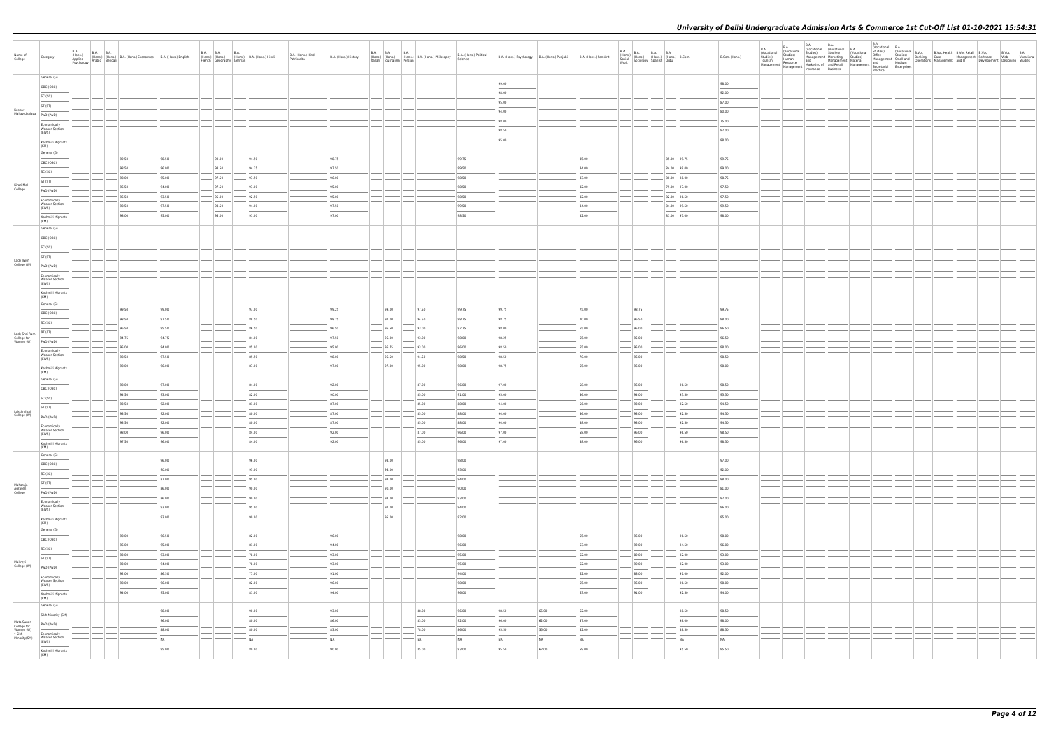| Name of College | Category | B.A. (Hons.) Applied Psychology | B.A. (Hons.) Arabic | B.A. (Hons.) Bengali | B.A. (Hons.) Economics | B.A. (Hons.) English | B.A. (Hons.) French | B.A. (Hons.) Geography | B.A. (Hons.) German | B.A. (Hons.) Hindi | B.A. (Hons.) Hindi Patrakarita | B.A. (Hons.) History | B.A. (Hons.) Italian | B.A. (Hons.) Journalism | B.A. (Hons.) Persian | B.A. (Hons.) Philosophy | B.A. (Hons.) Political Science | B.A. (Hons.) Psychology | B.A. (Hons.) Punjabi | B.A. (Hons.) Sanskrit | B.A. (Hons.) Social Work | B.A. (Hons.) Sociology | B.A. (Hons.) Spanish | B.A. (Hons.) Urdu | B.Com | B.Com (Hons.) | B.A. (Vocational Studies) Tourism Management | B.A. (Vocational Studies) Human Resource Management | B.A. (Vocational Studies) Management and Marketing of Insurance | B.A. (Vocational Studies) Marketing Management and Retail Business | B.A. (Vocational Studies) Material Management | B.A. (Vocational Studies) Office Management and Secretarial Practice | B.A. (Vocational Studies) Small and Medium Enterprises | B.Voc Banking Operations | B.Voc Health Care Management | B.Voc Retail Management and IT | B.Voc Software Development | B.Voc Web Designing | B.A. Vocational Studies |
|---|---|---|---|---|---|---|---|---|---|---|---|---|---|---|---|---|---|---|---|---|---|---|---|---|---|---|---|---|---|---|---|---|---|---|---|---|---|---|---|
| Keshav Mahavidyalaya | General (G) | | | | | | | | | | | | | | | | | 99.00 | | | | | | | | 98.00 | | | | | | | | | | | | | |
| | OBC (OBC) | | | | | | | | | | | | | | | | | 98.00 | | | | | | | | 92.00 | | | | | | | | | | | | | |
| | SC (SC) | | | | | | | | | | | | | | | | | 95.00 | | | | | | | | 87.00 | | | | | | | | | | | | | |
| | ST (ST) | | | | | | | | | | | | | | | | | 94.00 | | | | | | | | 80.00 | | | | | | | | | | | | | |
| | PwD (PwD) | | | | | | | | | | | | | | | | | 88.00 | | | | | | | | 75.00 | | | | | | | | | | | | | |
| | Economically Weaker Section (EWS) | | | | | | | | | | | | | | | | | 98.50 | | | | | | | | 97.00 | | | | | | | | | | | | | |
| | Kashmiri Migrants (KM) | | | | | | | | | | | | | | | | | 95.00 | | | | | | | | 88.00 | | | | | | | | | | | | | |
| Kirori Mal College | General (G) | | | | 99.50 | 98.50 | | 98.00 | | 94.50 | | 98.75 | | | | | 99.75 | | | 85.00 | | | | 85.00 | 99.75 | 99.75 | | | | | | | | | | | | | |
| | OBC (OBC) | | | | 98.50 | 96.00 | | 98.50 | | 94.25 | | 97.50 | | | | | 99.50 | | | 84.00 | | | | 84.00 | 99.00 | 99.00 | | | | | | | | | | | | | |
| | SC (SC) | | | | 98.00 | 95.00 | | 97.50 | | 93.50 | | 96.00 | | | | | 98.50 | | | 83.00 | | | | 80.00 | 98.00 | 98.75 | | | | | | | | | | | | | |
| | ST (ST) | | | | 96.50 | 94.00 | | 97.50 | | 93.00 | | 95.00 | | | | | 98.50 | | | 82.00 | | | | 79.00 | 97.00 | 97.50 | | | | | | | | | | | | | |
| | PwD (PwD) | | | | 96.50 | 93.50 | | 95.00 | | 92.50 | | 95.00 | | | | | 98.50 | | | 82.00 | | | | 82.00 | 96.50 | 97.50 | | | | | | | | | | | | | |
| | Economically Weaker Section (EWS) | | | | 98.50 | 97.50 | | 98.50 | | 94.00 | | 97.50 | | | | | 99.50 | | | 84.00 | | | | 84.00 | 99.50 | 99.50 | | | | | | | | | | | | | |
| | Kashmiri Migrants (KM) | | | | 98.00 | 95.00 | | 95.00 | | 93.00 | | 97.00 | | | | | 98.50 | | | 82.00 | | | | 83.00 | 97.00 | 98.00 | | | | | | | | | | | | | |
| Lady Irwin College (W) | General (G) | | | | | | | | | | | | | | | | | | | | | | | | | | | | | | | | | | | | | | |
| | OBC (OBC) | | | | | | | | | | | | | | | | | | | | | | | | | | | | | | | | | | | | | | |
| | SC (SC) | | | | | | | | | | | | | | | | | | | | | | | | | | | | | | | | | | | | | | |
| | ST (ST) | | | | | | | | | | | | | | | | | | | | | | | | | | | | | | | | | | | | | | |
| | PwD (PwD) | | | | | | | | | | | | | | | | | | | | | | | | | | | | | | | | | | | | | | |
| | Economically Weaker Section (EWS) | | | | | | | | | | | | | | | | | | | | | | | | | | | | | | | | | | | | | | |
| | Kashmiri Migrants (KM) | | | | | | | | | | | | | | | | | | | | | | | | | | | | | | | | | | | | | | |
| Lady Shri Ram College for Women (W) | General (G) | | | | 99.50 | 99.00 | | | | 93.00 | | 99.25 | | 99.00 | | 97.50 | 99.75 | 99.75 | | 75.00 | | 98.75 | | | | 99.75 | | | | | | | | | | | | | |
| | OBC (OBC) | | | | 98.50 | 97.50 | | | | 88.50 | | 98.25 | | 97.00 | | 94.50 | 98.75 | 98.75 | | 70.00 | | 96.50 | | | | 98.00 | | | | | | | | | | | | | |
| | SC (SC) | | | | 96.50 | 95.50 | | | | 86.50 | | 96.50 | | 96.50 | | 93.00 | 97.75 | 98.00 | | 65.00 | | 95.00 | | | | 96.50 | | | | | | | | | | | | | |
| | ST (ST) | | | | 94.75 | 94.75 | | | | 84.00 | | 97.50 | | 96.00 | | 93.00 | 98.00 | 98.25 | | 65.00 | | 95.00 | | | | 96.50 | | | | | | | | | | | | | |
| | PwD (PwD) | | | | 95.00 | 94.00 | | | | 85.00 | | 95.00 | | 96.75 | | 93.00 | 96.00 | 98.50 | | 65.00 | | 95.00 | | | | 98.00 | | | | | | | | | | | | | |
| | Economically Weaker Section (EWS) | | | | 98.50 | 97.50 | | | | 89.50 | | 98.00 | | 96.50 | | 94.50 | 98.50 | 98.50 | | 70.00 | | 96.00 | | | | 98.50 | | | | | | | | | | | | | |
| | Kashmiri Migrants (KM) | | | | 98.00 | 96.00 | | | | 87.00 | | 97.00 | | 97.00 | | 95.00 | 98.00 | 98.75 | | 65.00 | | 96.00 | | | | 98.00 | | | | | | | | | | | | | |
| Lakshmibai College (W) | General (G) | | | | 98.00 | 97.00 | | | | 84.00 | | 92.00 | | | | 87.00 | 96.00 | 97.00 | | 58.00 | | 96.00 | | | 96.50 | 98.50 | | | | | | | | | | | | | |
| | OBC (OBC) | | | | 94.50 | 93.00 | | | | 82.00 | | 90.00 | | | | 85.00 | 91.00 | 95.00 | | 56.00 | | 94.00 | | | 93.50 | 95.50 | | | | | | | | | | | | | |
| | SC (SC) | | | | 93.50 | 92.00 | | | | 81.00 | | 87.00 | | | | 85.00 | 88.00 | 94.00 | | 56.00 | | 93.00 | | | 92.50 | 94.50 | | | | | | | | | | | | | |
| | ST (ST) | | | | 93.50 | 92.00 | | | | 80.00 | | 87.00 | | | | 85.00 | 88.00 | 94.00 | | 56.00 | | 93.00 | | | 92.50 | 94.50 | | | | | | | | | | | | | |
| | PwD (PwD) | | | | 93.50 | 92.00 | | | | 80.00 | | 87.00 | | | | 85.00 | 88.00 | 94.00 | | 58.00 | | 93.00 | | | 92.50 | 94.50 | | | | | | | | | | | | | |
| | Economically Weaker Section (EWS) | | | | 98.00 | 96.00 | | | | 84.00 | | 92.00 | | | | 87.00 | 96.00 | 97.00 | | 58.00 | | 96.00 | | | 96.50 | 98.50 | | | | | | | | | | | | | |
| | Kashmiri Migrants (KM) | | | | 97.50 | 96.00 | | | | 84.00 | | 92.00 | | | | 85.00 | 96.00 | 97.00 | | 58.00 | | 96.00 | | | 96.50 | 98.50 | | | | | | | | | | | | | |
| Maharaja Agrasen College | General (G) | | | | | 96.00 | | | | 96.00 | | | | 98.00 | | | 98.00 | | | | | | | | | 97.00 | | | | | | | | | | | | | |
| | OBC (OBC) | | | | | 90.00 | | | | 95.00 | | | | 96.00 | | | 95.00 | | | | | | | | | 92.00 | | | | | | | | | | | | | |
| | SC (SC) | | | | | 87.00 | | | | 95.00 | | | | 94.00 | | | 94.00 | | | | | | | | | 88.00 | | | | | | | | | | | | | |
| | ST (ST) | | | | | 86.00 | | | | 90.00 | | | | 90.00 | | | 90.00 | | | | | | | | | 81.00 | | | | | | | | | | | | | |
| | PwD (PwD) | | | | | 86.00 | | | | 90.00 | | | | 93.00 | | | 93.00 | | | | | | | | | 87.00 | | | | | | | | | | | | | |
| | Economically Weaker Section (EWS) | | | | | 93.00 | | | | 95.00 | | | | 97.00 | | | 94.00 | | | | | | | | | 96.00 | | | | | | | | | | | | | |
| | Kashmiri Migrants (KM) | | | | | 93.00 | | | | 90.00 | | | | 95.00 | | | 92.00 | | | | | | | | | 95.00 | | | | | | | | | | | | | |
| Maitreyi College (W) | General (G) | | | | 98.00 | 96.50 | | | | 82.00 | | 96.00 | | | | | 98.00 | | | 65.00 | | 96.00 | | | 96.50 | 98.00 | | | | | | | | | | | | | |
| | OBC (OBC) | | | | 96.00 | 95.00 | | | | 81.00 | | 94.00 | | | | | 96.00 | | | 63.00 | | 92.00 | | | 94.50 | 96.00 | | | | | | | | | | | | | |
| | SC (SC) | | | | 93.00 | 93.00 | | | | 78.00 | | 93.00 | | | | | 95.00 | | | 62.00 | | 89.00 | | | 92.00 | 93.00 | | | | | | | | | | | | | |
| | ST (ST) | | | | 93.00 | 94.00 | | | | 78.00 | | 93.00 | | | | | 95.00 | | | 62.00 | | 90.00 | | | 92.00 | 93.00 | | | | | | | | | | | | | |
| | PwD (PwD) | | | | 92.00 | 86.50 | | | | 77.00 | | 91.00 | | | | | 94.00 | | | 62.00 | | 88.00 | | | 91.00 | 92.00 | | | | | | | | | | | | | |
| | Economically Weaker Section (EWS) | | | | 98.00 | 96.00 | | | | 82.00 | | 96.00 | | | | | 98.00 | | | 65.00 | | 96.00 | | | 96.50 | 98.00 | | | | | | | | | | | | | |
| | Kashmiri Migrants (KM) | | | | 94.00 | 95.00 | | | | 81.00 | | 94.00 | | | | | 96.00 | | | 63.00 | | 91.00 | | | 92.50 | 94.00 | | | | | | | | | | | | | |
| Mata Sundri College for Women (W) * Sikh Minority(SM) | General (G) | | | | | 98.00 | | | | 90.00 | | 93.00 | | | | 88.00 | 96.00 | 98.50 | 65.00 | 62.00 | | | | | 98.50 | 98.50 | | | | | | | | | | | | | |
| | Sikh Minority (SM) | | | | | 96.00 | | | | 88.00 | | 86.00 | | | | 83.00 | 92.00 | 96.00 | 62.00 | 57.00 | | | | | 98.00 | 98.00 | | | | | | | | | | | | | |
| | PwD (PwD) | | | | | 88.00 | | | | 80.00 | | 83.00 | | | | 78.00 | 86.00 | 95.50 | 55.00 | 52.00 | | | | | 88.50 | 88.50 | | | | | | | | | | | | | |
| | Economically Weaker Section (EWS) | | | | | NA | | | | NA | | NA | | | | NA | NA | NA | NA | NA | | | | | NA | NA | | | | | | | | | | | | | |
| | Kashmiri Migrants (KM) | | | | | 95.00 | | | | 88.00 | | 90.00 | | | | 85.00 | 93.00 | 95.50 | 62.00 | 59.00 | | | | | 95.50 | 95.50 | | | | | | | | | | | | | |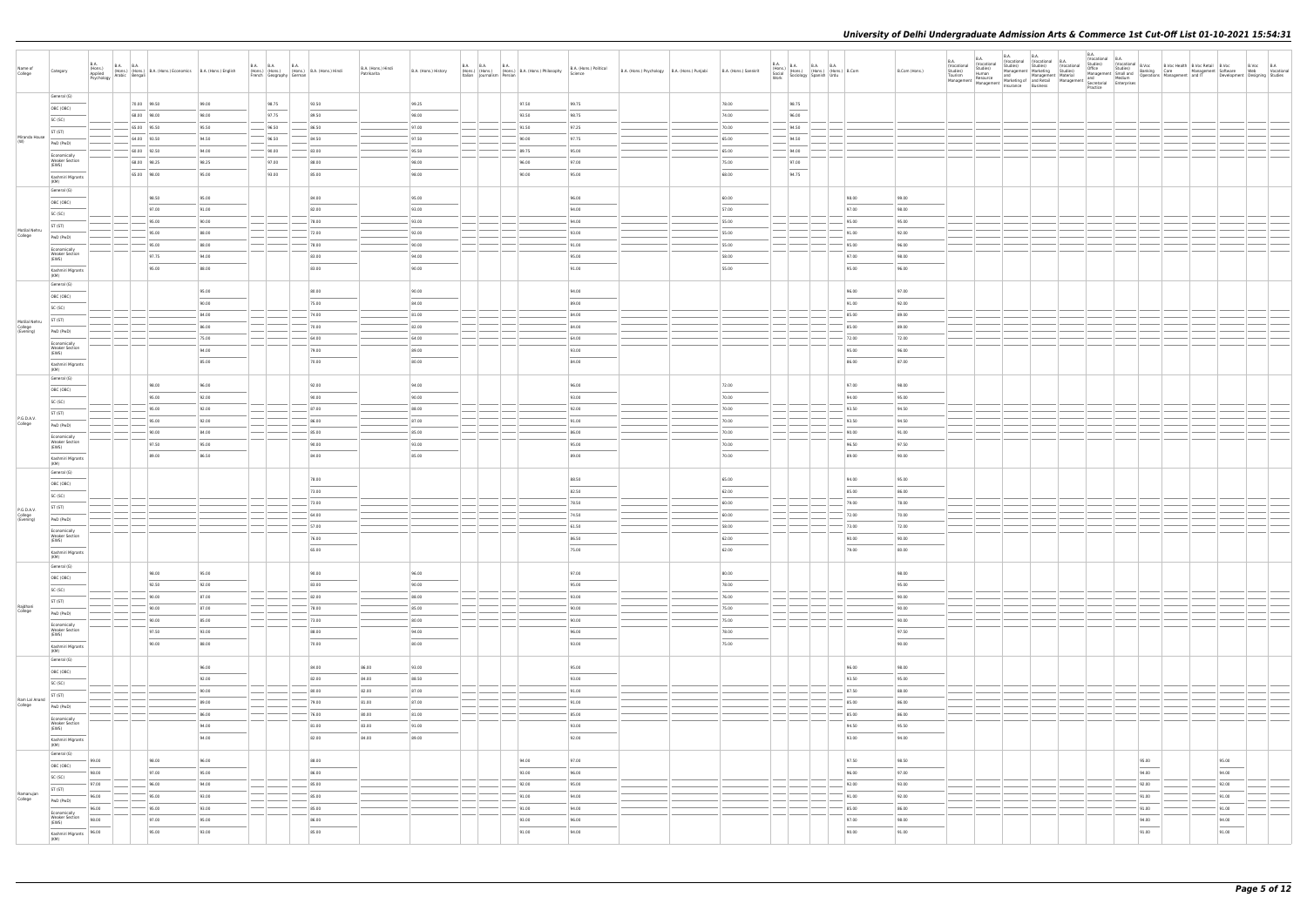| Name of College | Category | B.A. (Hons.) Applied Psychology | B.A. (Hons.) Arabic | B.A. (Hons.) Bengali | B.A. (Hons.) Economics | B.A. (Hons.) English | B.A. (Hons.) French | B.A. (Hons.) Geography | B.A. (Hons.) German | B.A. (Hons.) Hindi | B.A. (Hons.) Hindi Patrikarita | B.A. (Hons.) History | B.A. (Hons.) Italian | B.A. (Hons.) Journalism | B.A. (Hons.) Persian | B.A. (Hons.) Philosophy | B.A. (Hons.) Political Science | B.A. (Hons.) Psychology | B.A. (Hons.) Punjabi | B.A. (Hons.) Sanskrit | B.A. (Hons.) Social Work | B.A. (Hons.) Sociology | B.A. (Hons.) Spanish | B.A. (Hons.) Urdu | B.Com | B.Com (Hons.) | B.A. (Vocational Studies) Tourism Management | B.A. (Vocational Studies) Human Resource Management | B.A. (Vocational Studies) Management and Marketing of Insurance | B.A. (Vocational Studies) Marketing Management and Retail Business | B.A. (Vocational Studies) Material Management | B.A. (Vocational Studies) Office Management and Secretarial Practice | B.A. (Vocational Studies) Small and Medium Enterprises | B.Voc Banking Operations | B.Voc Health Care Management | B.Voc Retail Management and IT | B.Voc Software Development | B.Voc Web Designing | B.A. Vocational Studies |
|---|---|---|---|---|---|---|---|---|---|---|---|---|---|---|---|---|---|---|---|---|---|---|---|---|---|---|---|---|---|---|---|---|---|---|---|---|---|---|---|
| Miranda House | General (G) | | | 70.00 | 99.50 | 99.00 | | 98.75 | | 93.50 | | 99.25 | | | | 97.50 | 99.75 | | | 78.00 | | 98.75 | | | | | | | | | | | | | | | | | |
| | OBC (OBC) | | | 68.00 | 98.00 | 98.00 | | 97.75 | | 89.50 | | 98.00 | | | | 93.50 | 98.75 | | | 74.00 | | 96.00 | | | | | | | | | | | | | | | | | |
| | SC (SC) | | | 65.00 | 95.50 | 95.50 | | 96.50 | | 86.50 | | 97.00 | | | | 91.50 | 97.25 | | | 70.00 | | 94.50 | | | | | | | | | | | | | | | | | |
| | ST (ST) | | | 64.00 | 93.50 | 94.50 | | 96.50 | | 84.50 | | 97.50 | | | | 90.00 | 97.75 | | | 65.00 | | 94.50 | | | | | | | | | | | | | | | | | |
| | PwD (PwD) | | | 68.00 | 92.50 | 94.00 | | 98.00 | | 83.00 | | 95.50 | | | | 89.75 | 95.00 | | | 65.00 | | 94.00 | | | | | | | | | | | | | | | | | |
| | Economically Weaker Section (EWS) | | | 68.00 | 98.25 | 98.25 | | 97.00 | | 88.00 | | 98.00 | | | | 96.00 | 97.00 | | | 75.00 | | 97.00 | | | | | | | | | | | | | | | | | |
| | Kashmiri Migrants (KM) | | | 65.00 | 98.00 | 95.00 | | 93.00 | | 85.00 | | 98.00 | | | | 90.00 | 95.00 | | | 88.00 | | 94.75 | | | | | | | | | | | | | | | | | |
| Motilal Nehru College | General (G) | | | | 98.50 | 95.00 | | | | 84.00 | | 95.00 | | | | | 96.00 | | | 60.00 | | | | | 98.00 | 99.00 | | | | | | | | | | | | | |
| | OBC (OBC) | | | | 97.00 | 91.00 | | | | 82.00 | | 93.00 | | | | | 94.00 | | | 57.00 | | | | | 97.00 | 98.00 | | | | | | | | | | | | | |
| | SC (SC) | | | | 95.00 | 90.00 | | | | 78.00 | | 93.00 | | | | | 94.00 | | | 55.00 | | | | | 95.00 | 95.00 | | | | | | | | | | | | | |
| | ST (ST) | | | | 95.00 | 88.00 | | | | 72.00 | | 92.00 | | | | | 93.00 | | | 55.00 | | | | | 91.00 | 92.00 | | | | | | | | | | | | | |
| | PwD (PwD) | | | | 95.00 | 88.00 | | | | 78.00 | | 90.00 | | | | | 91.00 | | | 55.00 | | | | | 95.00 | 96.00 | | | | | | | | | | | | | |
| | Economically Weaker Section (EWS) | | | | 97.75 | 94.00 | | | | 83.00 | | 94.00 | | | | | 95.00 | | | 58.00 | | | | | 97.00 | 98.00 | | | | | | | | | | | | | |
| | Kashmiri Migrants (KM) | | | | 95.00 | 88.00 | | | | 83.00 | | 90.00 | | | | | 91.00 | | | 55.00 | | | | | 95.00 | 96.00 | | | | | | | | | | | | | |
| Motilal Nehru College (Evening) | General (G) | | | | | 95.00 | | | | 80.00 | | 90.00 | | | | | 94.00 | | | | | | | | 96.00 | 97.00 | | | | | | | | | | | | | |
| | OBC (OBC) | | | | | 90.00 | | | | 75.00 | | 84.00 | | | | | 89.00 | | | | | | | | 91.00 | 92.00 | | | | | | | | | | | | | |
| | SC (SC) | | | | | 84.00 | | | | 74.00 | | 81.00 | | | | | 84.00 | | | | | | | | 85.00 | 89.00 | | | | | | | | | | | | | |
| | ST (ST) | | | | | 86.00 | | | | 70.00 | | 82.00 | | | | | 84.00 | | | | | | | | 85.00 | 89.00 | | | | | | | | | | | | | |
| | PwD (PwD) | | | | | 75.00 | | | | 64.00 | | 64.00 | | | | | 64.00 | | | | | | | | 72.00 | 72.00 | | | | | | | | | | | | | |
| | Economically Weaker Section (EWS) | | | | | 94.00 | | | | 79.00 | | 89.00 | | | | | 93.00 | | | | | | | | 95.00 | 96.00 | | | | | | | | | | | | | |
| | Kashmiri Migrants (KM) | | | | | 85.00 | | | | 70.00 | | 80.00 | | | | | 84.00 | | | | | | | | 86.00 | 87.00 | | | | | | | | | | | | | |
| P.G.D.A.V. College | General (G) | | | | 98.00 | 96.00 | | | | 92.00 | | 94.00 | | | | | 96.00 | | | 72.00 | | | | | 97.00 | 98.00 | | | | | | | | | | | | | |
| | OBC (OBC) | | | | 95.00 | 92.00 | | | | 90.00 | | 90.00 | | | | | 93.00 | | | 70.00 | | | | | 94.00 | 95.00 | | | | | | | | | | | | | |
| | SC (SC) | | | | 95.00 | 92.00 | | | | 87.00 | | 88.00 | | | | | 92.00 | | | 70.00 | | | | | 93.50 | 94.50 | | | | | | | | | | | | | |
| | ST (ST) | | | | 95.00 | 92.00 | | | | 86.00 | | 87.00 | | | | | 91.00 | | | 70.00 | | | | | 93.50 | 94.50 | | | | | | | | | | | | | |
| | PwD (PwD) | | | | 90.00 | 84.00 | | | | 85.00 | | 85.00 | | | | | 86.00 | | | 70.00 | | | | | 90.00 | 91.00 | | | | | | | | | | | | | |
| | Economically Weaker Section (EWS) | | | | 97.50 | 95.00 | | | | 90.00 | | 93.00 | | | | | 95.00 | | | 70.00 | | | | | 96.50 | 97.50 | | | | | | | | | | | | | |
| | Kashmiri Migrants (KM) | | | | 89.00 | 86.50 | | | | 84.00 | | 85.00 | | | | | 89.00 | | | 70.00 | | | | | 89.00 | 90.00 | | | | | | | | | | | | | |
| P.G.D.A.V. College (Evening) | General (G) | | | | | | | | | 78.00 | | | | | | | 88.50 | | | 65.00 | | | | | 94.00 | 95.00 | | | | | | | | | | | | | |
| | OBC (OBC) | | | | | | | | | 73.00 | | | | | | | 82.50 | | | 62.00 | | | | | 85.00 | 86.00 | | | | | | | | | | | | | |
| | SC (SC) | | | | | | | | | 73.00 | | | | | | | 78.50 | | | 60.00 | | | | | 79.00 | 78.00 | | | | | | | | | | | | | |
| | ST (ST) | | | | | | | | | 64.00 | | | | | | | 74.50 | | | 60.00 | | | | | 72.00 | 70.00 | | | | | | | | | | | | | |
| | PwD (PwD) | | | | | | | | | 57.00 | | | | | | | 61.50 | | | 58.00 | | | | | 73.00 | 72.00 | | | | | | | | | | | | | |
| | Economically Weaker Section (EWS) | | | | | | | | | 76.00 | | | | | | | 86.50 | | | 62.00 | | | | | 93.00 | 90.00 | | | | | | | | | | | | | |
| | Kashmiri Migrants (KM) | | | | | | | | | 65.00 | | | | | | | 75.00 | | | 62.00 | | | | | 79.00 | 80.00 | | | | | | | | | | | | | |
| Rajdhani College | General (G) | | | | 98.00 | 95.00 | | | | 90.00 | | 96.00 | | | | | 97.00 | | | 80.00 | | | | | | 98.00 | | | | | | | | | | | | | |
| | OBC (OBC) | | | | 92.50 | 92.00 | | | | 83.00 | | 90.00 | | | | | 95.00 | | | 78.00 | | | | | | 95.00 | | | | | | | | | | | | | |
| | SC (SC) | | | | 90.00 | 87.00 | | | | 82.00 | | 88.00 | | | | | 93.00 | | | 76.00 | | | | | | 93.00 | | | | | | | | | | | | | |
| | ST (ST) | | | | 90.00 | 87.00 | | | | 78.00 | | 85.00 | | | | | 90.00 | | | 75.00 | | | | | | 93.00 | | | | | | | | | | | | | |
| | PwD (PwD) | | | | 90.00 | 85.00 | | | | 73.00 | | 80.00 | | | | | 90.00 | | | 75.00 | | | | | | 93.00 | | | | | | | | | | | | | |
| | Economically Weaker Section (EWS) | | | | 97.50 | 93.00 | | | | 88.00 | | 94.00 | | | | | 96.00 | | | 78.00 | | | | | | 97.50 | | | | | | | | | | | | | |
| | Kashmiri Migrants (KM) | | | | 90.00 | 88.00 | | | | 78.00 | | 80.00 | | | | | 93.00 | | | 75.00 | | | | | | 93.00 | | | | | | | | | | | | | |
| Ram Lal Anand College | General (G) | | | | | 96.00 | | | | 84.00 | 86.00 | 93.00 | | | | | 95.00 | | | | | | | | 96.00 | 98.00 | | | | | | | | | | | | | |
| | OBC (OBC) | | | | | 92.00 | | | | 82.00 | 84.00 | 88.50 | | | | | 93.00 | | | | | | | | 93.50 | 95.00 | | | | | | | | | | | | | |
| | SC (SC) | | | | | 90.00 | | | | 80.00 | 82.00 | 87.00 | | | | | 91.00 | | | | | | | | 87.50 | 88.00 | | | | | | | | | | | | | |
| | ST (ST) | | | | | 89.00 | | | | 79.00 | 81.00 | 87.00 | | | | | 91.00 | | | | | | | | 85.00 | 86.00 | | | | | | | | | | | | | |
| | PwD (PwD) | | | | | 86.00 | | | | 76.00 | 80.00 | 81.00 | | | | | 85.00 | | | | | | | | 85.00 | 86.00 | | | | | | | | | | | | | |
| | Economically Weaker Section (EWS) | | | | | 94.00 | | | | 81.00 | 83.00 | 91.00 | | | | | 93.00 | | | | | | | | 94.50 | 95.50 | | | | | | | | | | | | | |
| | Kashmiri Migrants (KM) | | | | | 94.00 | | | | 82.00 | 84.00 | 89.00 | | | | | 92.00 | | | | | | | | 93.00 | 94.00 | | | | | | | | | | | | | |
| Ramanujan College | General (G) | 99.00 | | | 98.00 | 96.00 | | | | 88.00 | | | | | | 94.00 | 97.00 | | | | | | | | 97.50 | 98.50 | | | | | | | | 95.00 | | | 95.00 | | |
| | OBC (OBC) | 98.00 | | | 97.00 | 95.00 | | | | 86.00 | | | | | | 93.00 | 96.00 | | | | | | | | 96.00 | 97.00 | | | | | | | | 94.00 | | | 94.00 | | |
| | SC (SC) | 97.00 | | | 96.00 | 94.00 | | | | 85.00 | | | | | | 92.00 | 95.00 | | | | | | | | 92.00 | 93.00 | | | | | | | | 92.00 | | | 92.00 | | |
| | ST (ST) | 96.00 | | | 95.00 | 93.00 | | | | 85.00 | | | | | | 91.00 | 94.00 | | | | | | | | 91.00 | 92.00 | | | | | | | | 91.00 | | | 91.00 | | |
| | PwD (PwD) | 96.00 | | | 95.00 | 93.00 | | | | 85.00 | | | | | | 91.00 | 94.00 | | | | | | | | 85.00 | 86.00 | | | | | | | | 91.00 | | | 91.00 | | |
| | Economically Weaker Section (EWS) | 98.00 | | | 97.00 | 95.00 | | | | 86.00 | | | | | | 93.00 | 96.00 | | | | | | | | 97.00 | 98.00 | | | | | | | | 94.00 | | | 94.00 | | |
| | Kashmiri Migrants (KM) | 96.00 | | | 95.00 | 93.00 | | | | 85.00 | | | | | | 91.00 | 94.00 | | | | | | | | 90.00 | 91.00 | | | | | | | | 91.00 | | | 91.00 | | |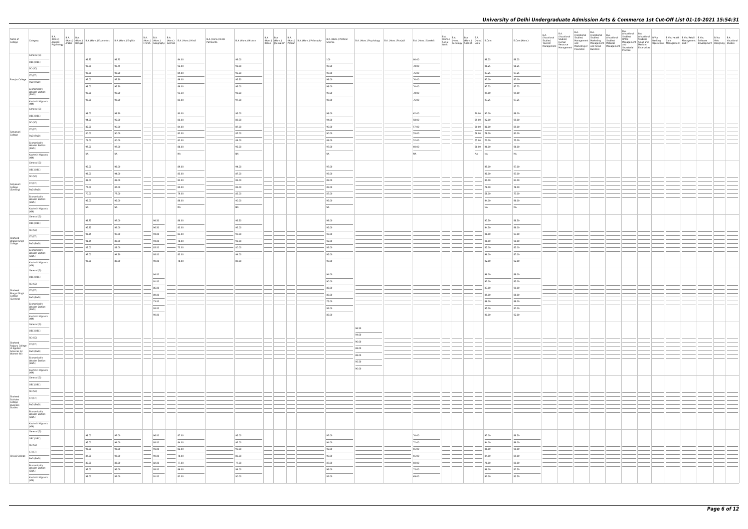# University of Delhi Undergraduate Admission Arts & Commerce 1st Cut-Off List 01-10-2021 15:54:31

| Name of College | Category | B.A. (Hons.) Applied Psychology | B.A. (Hons.) Arabic | B.A. (Hons.) Bengali | B.A. (Hons.) Economics | B.A. (Hons.) English | B.A. (Hons.) French | B.A. (Hons.) Geography | B.A. (Hons.) German | B.A. (Hons.) Hindi | B.A. (Hons.) Hindi Patrikarita | B.A. (Hons.) History | B.A. (Hons.) Italian | B.A. (Hons.) Journalism | B.A. (Hons.) Persian | B.A. (Hons.) Philosophy | B.A. (Hons.) Political Science | B.A. (Hons.) Psychology | B.A. (Hons.) Punjabi | B.A. (Hons.) Sanskrit | B.A. (Hons.) Social Work | B.A. (Hons.) Sociology | B.A. (Hons.) Spanish | B.A. (Hons.) Urdu | B.Com | B.Com (Hons.) | B.A. (Vocational Studies) Tourism Management | B.A. (Vocational Studies) Human Resource Management | B.A. (Vocational Studies) Management and Marketing of Insurance | B.A. (Vocational Studies) Marketing Management and Retail Business | B.A. (Vocational Studies) Material Management | B.A. (Vocational Studies) Office Management and Secretarial Practice | B.A. (Vocational Studies) Small and Medium Enterprises | B.Voc Banking Operations | B.Voc Health Care Management | B.Voc Retail Management and IT | B.Voc Software Development | B.Voc Web Designing | B.A Vocational Studies |
|---|---|---|---|---|---|---|---|---|---|---|---|---|---|---|---|---|---|---|---|---|---|---|---|---|---|---|---|---|---|---|---|---|---|---|---|---|---|---|---|
| Ramjas College | General (G) | | | | 99.75 | 99.75 | | | | 94.00 | | 99.00 | | | | | 100 | | | 80.00 | | | | | 99.25 | 99.25 | | | | | | | | | | | | | |
| | OBC (OBC) | | | | 99.00 | 98.75 | | | | 92.00 | | 98.00 | | | | | 99.50 | | | 78.00 | | | | | 98.25 | 98.25 | | | | | | | | | | | | | |
| | SC (SC) | | | | 98.00 | 98.50 | | | | 89.00 | | 95.50 | | | | | 99.00 | | | 76.00 | | | | | 97.25 | 97.25 | | | | | | | | | | | | | |
| | ST (ST) | | | | 97.00 | 97.50 | | | | 86.00 | | 95.50 | | | | | 98.00 | | | 70.00 | | | | | 97.00 | 97.00 | | | | | | | | | | | | | |
| | PwD (PwD) | | | | 98.00 | 96.50 | | | | 89.00 | | 96.00 | | | | | 98.00 | | | 74.00 | | | | | 97.25 | 97.25 | | | | | | | | | | | | | |
| | Economically Weaker Section (EWS) | | | | 99.00 | 99.50 | | | | 93.50 | | 98.50 | | | | | 99.50 | | | 78.00 | | | | | 99.00 | 99.00 | | | | | | | | | | | | | |
| | Kashmiri Migrants (KM) | | | | 98.00 | 96.50 | | | | 85.00 | | 97.00 | | | | | 98.00 | | | 76.00 | | | | | 97.25 | 97.25 | | | | | | | | | | | | | |
| Satyawati College | General (G) | | | | 98.00 | 98.50 | | | | 90.00 | | 95.00 | | | | | 98.00 | | | 62.00 | | | | 70.00 | 97.00 | 99.00 | | | | | | | | | | | | | |
| | OBC (OBC) | | | | 94.00 | 95.00 | | | | 86.00 | | 89.00 | | | | | 94.00 | | | 58.00 | | | | 65.00 | 92.00 | 95.00 | | | | | | | | | | | | | |
| | SC (SC) | | | | 85.00 | 90.00 | | | | 84.00 | | 87.00 | | | | | 90.00 | | | 57.00 | | | | 60.00 | 81.00 | 85.00 | | | | | | | | | | | | | |
| | ST (ST) | | | | 80.00 | 90.00 | | | | 82.00 | | 87.00 | | | | | 90.00 | | | 55.00 | | | | 58.00 | 78.00 | 80.00 | | | | | | | | | | | | | |
| | PwD (PwD) | | | | 75.00 | 80.00 | | | | 82.00 | | 84.00 | | | | | 88.00 | | | 52.00 | | | | 55.00 | 70.00 | 75.00 | | | | | | | | | | | | | |
| | Economically Weaker Section (EWS) | | | | 97.00 | 97.00 | | | | 88.00 | | 93.00 | | | | | 97.00 | | | 60.00 | | | | 68.00 | 96.00 | 98.00 | | | | | | | | | | | | | |
| | Kashmiri Migrants (KM) | | | | NA | NA | | | | NA | | NA | | | | | NA | | | NA | | | | NA | NA | NA | | | | | | | | | | | | | |
| Satyawati College (Evening) | General (G) | | | | 96.00 | 98.00 | | | | 89.00 | | 94.00 | | | | | 97.00 | | | | | | | | 95.00 | 97.00 | | | | | | | | | | | | | |
| | OBC (OBC) | | | | 93.00 | 94.00 | | | | 85.00 | | 87.00 | | | | | 93.00 | | | | | | | | 91.00 | 93.00 | | | | | | | | | | | | | |
| | SC (SC) | | | | 83.00 | 88.00 | | | | 82.00 | | 86.00 | | | | | 89.00 | | | | | | | | 80.00 | 83.00 | | | | | | | | | | | | | |
| | ST (ST) | | | | 77.00 | 87.00 | | | | 80.00 | | 86.00 | | | | | 89.00 | | | | | | | | 76.00 | 78.00 | | | | | | | | | | | | | |
| | PwD (PwD) | | | | 70.00 | 77.00 | | | | 79.00 | | 82.00 | | | | | 87.00 | | | | | | | | 68.00 | 73.00 | | | | | | | | | | | | | |
| | Economically Weaker Section (EWS) | | | | 95.00 | 95.00 | | | | 86.00 | | 90.00 | | | | | 95.00 | | | | | | | | 94.00 | 96.00 | | | | | | | | | | | | | |
| | Kashmiri Migrants (KM) | | | | NA | NA | | | | NA | | NA | | | | | NA | | | | | | | | NA | NA | | | | | | | | | | | | | |
| Shaheed Bhagat Singh College | General (G) | | | | 98.75 | 97.00 | | 98.50 | | 88.00 | | 96.50 | | | | | 98.00 | | | | | | | | 97.50 | 98.50 | | | | | | | | | | | | | |
| | OBC (OBC) | | | | 96.25 | 92.00 | | 96.50 | | 83.00 | | 93.00 | | | | | 95.00 | | | | | | | | 94.50 | 96.00 | | | | | | | | | | | | | |
| | SC (SC) | | | | 93.25 | 90.00 | | 94.00 | | 81.00 | | 90.00 | | | | | 93.00 | | | | | | | | 91.00 | 93.00 | | | | | | | | | | | | | |
| | ST (ST) | | | | 91.25 | 89.00 | | 94.00 | | 78.00 | | 92.00 | | | | | 92.00 | | | | | | | | 91.00 | 91.00 | | | | | | | | | | | | | |
| | PwD (PwD) | | | | 85.00 | 83.00 | | 85.00 | | 75.00 | | 80.00 | | | | | 86.00 | | | | | | | | 85.00 | 85.00 | | | | | | | | | | | | | |
| | Economically Weaker Section (EWS) | | | | 97.00 | 94.50 | | 95.00 | | 83.00 | | 94.00 | | | | | 95.00 | | | | | | | | 96.00 | 97.00 | | | | | | | | | | | | | |
| | Kashmiri Migrants (KM) | | | | 92.00 | 88.00 | | 98.00 | | 78.00 | | 89.00 | | | | | 90.00 | | | | | | | | 92.00 | 92.00 | | | | | | | | | | | | | |
| Shaheed Bhagat Singh College (Evening) | General (G) | | | | | | | 94.00 | | | | | | | | | 94.00 | | | | | | | | 96.00 | 98.00 | | | | | | | | | | | | | |
| | OBC (OBC) | | | | | | | 91.00 | | | | | | | | | 90.00 | | | | | | | | 92.00 | 95.00 | | | | | | | | | | | | | |
| | SC (SC) | | | | | | | 86.00 | | | | | | | | | 86.00 | | | | | | | | 87.00 | 90.00 | | | | | | | | | | | | | |
| | ST (ST) | | | | | | | 89.00 | | | | | | | | | 85.00 | | | | | | | | 85.00 | 88.00 | | | | | | | | | | | | | |
| | PwD (PwD) | | | | | | | 75.00 | | | | | | | | | 75.00 | | | | | | | | 86.00 | 88.00 | | | | | | | | | | | | | |
| | Economically Weaker Section (EWS) | | | | | | | 93.00 | | | | | | | | | 92.00 | | | | | | | | 95.00 | 97.00 | | | | | | | | | | | | | |
| | Kashmiri Migrants (KM) | | | | | | | 98.00 | | | | | | | | | 85.00 | | | | | | | | 90.00 | 92.00 | | | | | | | | | | | | | |
| Shaheed Rajguru College of Applied Sciences for Women (W) | General (G) | | | | | | | | | | | | | | | | | 96.50 | | | | | | | | | | | | | | | | | | | | | |
| | OBC (OBC) | | | | | | | | | | | | | | | | | 94.00 | | | | | | | | | | | | | | | | | | | | | |
| | SC (SC) | | | | | | | | | | | | | | | | | 90.00 | | | | | | | | | | | | | | | | | | | | | |
| | ST (ST) | | | | | | | | | | | | | | | | | 88.00 | | | | | | | | | | | | | | | | | | | | | |
| | PwD (PwD) | | | | | | | | | | | | | | | | | 88.00 | | | | | | | | | | | | | | | | | | | | | |
| | Economically Weaker Section (EWS) | | | | | | | | | | | | | | | | | 95.50 | | | | | | | | | | | | | | | | | | | | | |
| | Kashmiri Migrants (KM) | | | | | | | | | | | | | | | | | 90.00 | | | | | | | | | | | | | | | | | | | | | |
| Shaheed Sukhdev College Business Studies | General (G) | | | | | | | | | | | | | | | | | | | | | | | | | | | | | | | | | | | | | | |
| | OBC (OBC) | | | | | | | | | | | | | | | | | | | | | | | | | | | | | | | | | | | | | | |
| | SC (SC) | | | | | | | | | | | | | | | | | | | | | | | | | | | | | | | | | | | | | | |
| | ST (ST) | | | | | | | | | | | | | | | | | | | | | | | | | | | | | | | | | | | | | | |
| | PwD (PwD) | | | | | | | | | | | | | | | | | | | | | | | | | | | | | | | | | | | | | | |
| | Economically Weaker Section (EWS) | | | | | | | | | | | | | | | | | | | | | | | | | | | | | | | | | | | | | | |
| | Kashmiri Migrants (KM) | | | | | | | | | | | | | | | | | | | | | | | | | | | | | | | | | | | | | | |
| Shivaji College | General (G) | | | | 98.00 | 97.00 | | 96.00 | | 87.00 | | 95.00 | | | | | 97.00 | | | 74.00 | | | | | 97.00 | 98.50 | | | | | | | | | | | | | |
| | OBC (OBC) | | | | 96.00 | 94.00 | | 93.00 | | 84.00 | | 92.00 | | | | | 94.00 | | | 72.00 | | | | | 94.00 | 96.00 | | | | | | | | | | | | | |
| | SC (SC) | | | | 93.00 | 93.00 | | 91.00 | | 82.00 | | 90.00 | | | | | 92.00 | | | 65.00 | | | | | 88.00 | 90.00 | | | | | | | | | | | | | |
| | ST (ST) | | | | 87.00 | 92.00 | | 90.00 | | 78.00 | | 86.00 | | | | | 90.00 | | | 65.00 | | | | | 84.00 | 85.00 | | | | | | | | | | | | | |
| | PwD (PwD) | | | | 80.00 | 83.00 | | 82.00 | | 77.00 | | 77.00 | | | | | 87.00 | | | 60.00 | | | | | 78.00 | 80.00 | | | | | | | | | | | | | |
| | Economically Weaker Section (EWS) | | | | 97.00 | 96.00 | | 95.00 | | 86.00 | | 94.00 | | | | | 96.00 | | | 73.00 | | | | | 96.00 | 97.50 | | | | | | | | | | | | | |
| | Kashmiri Migrants (KM) | | | | 93.00 | 92.00 | | 91.00 | | 82.00 | | 90.00 | | | | | 92.00 | | | 69.00 | | | | | 92.00 | 93.50 | | | | | | | | | | | | | |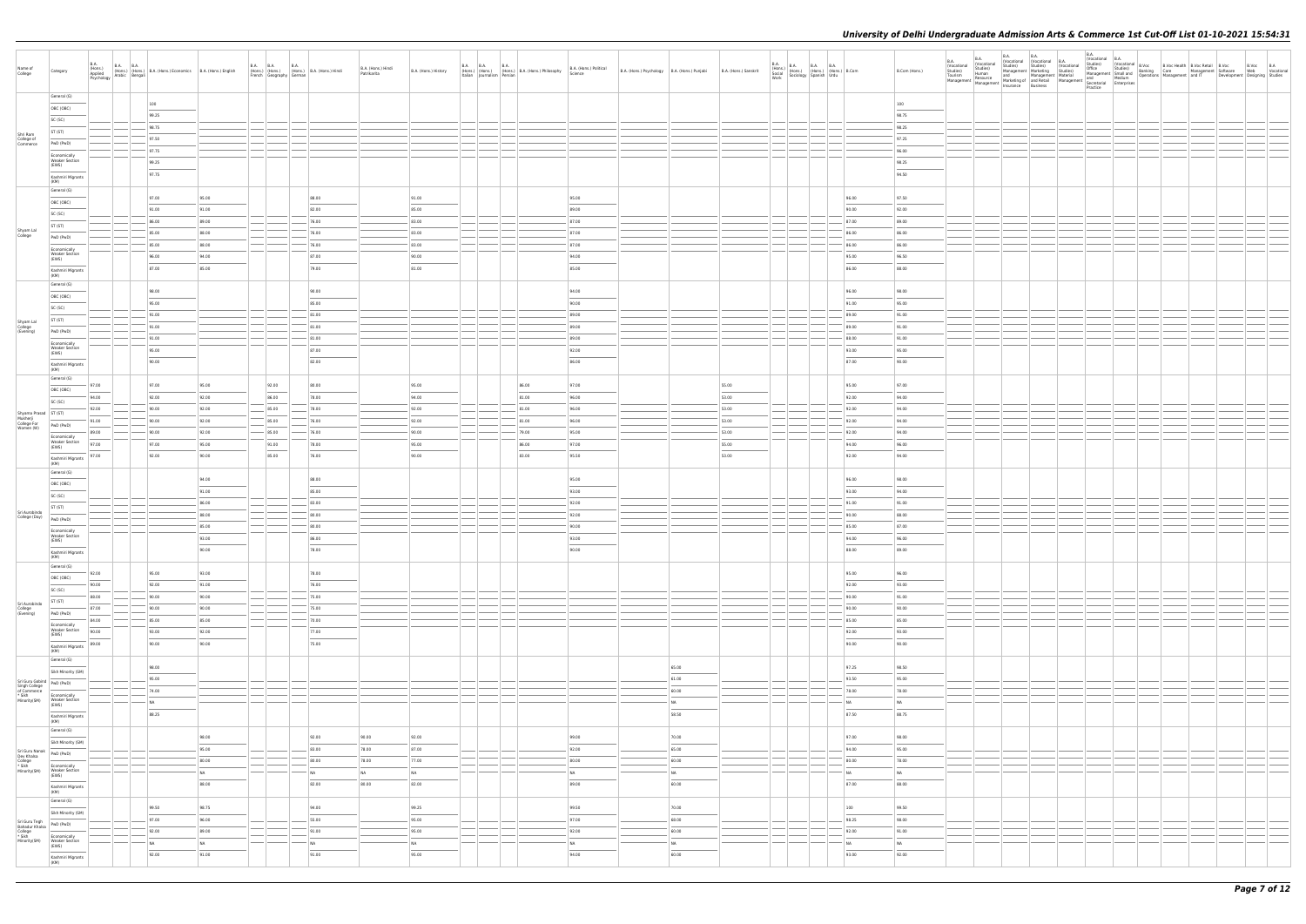# University of Delhi Undergraduate Admission Arts & Commerce 1st Cut-Off List 01-10-2021 15:54:31

| Name of College | Category | B.A. (Hons.) Applied Psychology | B.A. (Hons.) Arabic | B.A. (Hons.) Bengali | B.A. (Hons.) Economics | B.A. (Hons.) English | B.A. (Hons.) French | B.A. (Hons.) Geography | B.A. (Hons.) German | B.A. (Hons.) Hindi | B.A. (Hons.) Hindi Patrikarita | B.A. (Hons.) History | B.A. (Hons.) Italian | B.A. (Hons.) Journalism | B.A. (Hons.) Persian | B.A. (Hons.) Philosophy | B.A. (Hons.) Political Science | B.A. (Hons.) Psychology | B.A. (Hons.) Punjabi | B.A. (Hons.) Sanskrit | B.A. (Hons.) Social Work | B.A. (Hons.) Sociology | B.A. (Hons.) Spanish | B.A. (Hons.) Urdu | B.Com | B.Com (Hons.) | B.A. (Vocational Studies) Tourism Management | B.A. (Vocational Studies) Human Resource Management | B.A. (Vocational Studies) Management and Marketing of Insurance | B.A. (Vocational Studies) Marketing Management and Retail Business | B.A. (Vocational Studies) Material Management | B.A. (Vocational Studies) Office Management and Secretarial Practice | B.A. (Vocational Studies) Small and Medium Enterprises | B.Voc Banking Operations | B.Voc Health Care Management | B.Voc Retail Management and IT | B.Voc Software Development | B.Voc Web Designing | B.A. Vocational Studies |
|---|---|---|---|---|---|---|---|---|---|---|---|---|---|---|---|---|---|---|---|---|---|---|---|---|---|---|---|---|---|---|---|---|---|---|---|---|---|---|---|
| Shri Ram College of Commerce | General (G) | | | | 100 | | | | | | | | | | | | | | | | | | | | | 100 | | | | | | | | | | | | | |
| | OBC (OBC) | | | | 99.25 | | | | | | | | | | | | | | | | | | | | | 98.75 | | | | | | | | | | | | | |
| | SC (SC) | | | | 98.75 | | | | | | | | | | | | | | | | | | | | | 98.25 | | | | | | | | | | | | | |
| | ST (ST) | | | | 97.50 | | | | | | | | | | | | | | | | | | | | | 97.25 | | | | | | | | | | | | | |
| | PwD (PwD) | | | | 97.75 | | | | | | | | | | | | | | | | | | | | | 96.00 | | | | | | | | | | | | | |
| | Economically Weaker Section (EWS) | | | | 99.25 | | | | | | | | | | | | | | | | | | | | | 98.25 | | | | | | | | | | | | | |
| | Kashmiri Migrants (KM) | | | | 97.75 | | | | | | | | | | | | | | | | | | | | | 94.50 | | | | | | | | | | | | | |
| Shyam Lal College | General (G) | | | | 97.00 | 95.00 | | | | 88.00 | | 91.00 | | | | | 95.00 | | | | | | | | 96.00 | 97.50 | | | | | | | | | | | | | |
| | OBC (OBC) | | | | 91.00 | 91.00 | | | | 82.00 | | 85.00 | | | | | 89.00 | | | | | | | | 90.00 | 92.00 | | | | | | | | | | | | | |
| | SC (SC) | | | | 86.00 | 89.00 | | | | 76.00 | | 83.00 | | | | | 87.00 | | | | | | | | 87.00 | 89.00 | | | | | | | | | | | | | |
| | ST (ST) | | | | 85.00 | 88.00 | | | | 76.00 | | 83.00 | | | | | 87.00 | | | | | | | | 86.00 | 86.00 | | | | | | | | | | | | | |
| | PwD (PwD) | | | | 85.00 | 88.00 | | | | 76.00 | | 83.00 | | | | | 87.00 | | | | | | | | 86.00 | 86.00 | | | | | | | | | | | | | |
| | Economically Weaker Section (EWS) | | | | 96.00 | 94.00 | | | | 87.00 | | 90.00 | | | | | 94.00 | | | | | | | | 95.00 | 96.50 | | | | | | | | | | | | | |
| | Kashmiri Migrants (KM) | | | | 87.00 | 89.00 | | | | 79.00 | | 81.00 | | | | | 85.00 | | | | | | | | 86.00 | 88.00 | | | | | | | | | | | | | |
| Shyam Lal College (Evening) | General (G) | | | | 98.00 | | | | | 90.00 | | | | | | | 94.00 | | | | | | | | 96.00 | 98.00 | | | | | | | | | | | | | |
| | OBC (OBC) | | | | 95.00 | | | | | 85.00 | | | | | | | 90.00 | | | | | | | | 91.00 | 95.00 | | | | | | | | | | | | | |
| | SC (SC) | | | | 91.00 | | | | | 81.00 | | | | | | | 89.00 | | | | | | | | 89.00 | 91.00 | | | | | | | | | | | | | |
| | ST (ST) | | | | 91.00 | | | | | 81.00 | | | | | | | 89.00 | | | | | | | | 89.00 | 91.00 | | | | | | | | | | | | | |
| | PwD (PwD) | | | | 91.00 | | | | | 81.00 | | | | | | | 89.00 | | | | | | | | 88.00 | 91.00 | | | | | | | | | | | | | |
| | Economically Weaker Section (EWS) | | | | 95.00 | | | | | 87.00 | | | | | | | 92.00 | | | | | | | | 93.00 | 95.00 | | | | | | | | | | | | | |
| | Kashmiri Migrants (KM) | | | | 90.00 | | | | | 82.00 | | | | | | | 86.00 | | | | | | | | 87.00 | 90.00 | | | | | | | | | | | | | |
| Shyama Prasad Mukherji College For Women (W) | General (G) | 97.00 | | | 97.00 | 95.00 | | 92.00 | | 88.00 | | 95.00 | | | | 86.00 | 97.00 | | | 55.00 | | | | | 95.00 | 97.00 | | | | | | | | | | | | | |
| | OBC (OBC) | 94.00 | | | 92.00 | 92.00 | | 86.00 | | 78.00 | | 94.00 | | | | 81.00 | 96.00 | | | 53.00 | | | | | 92.00 | 94.00 | | | | | | | | | | | | | |
| | SC (SC) | 92.00 | | | 90.00 | 92.00 | | 85.00 | | 78.00 | | 92.00 | | | | 81.00 | 96.00 | | | 53.00 | | | | | 92.00 | 94.00 | | | | | | | | | | | | | |
| | ST (ST) | 91.00 | | | 90.00 | 92.00 | | 85.00 | | 76.00 | | 92.00 | | | | 81.00 | 96.00 | | | 53.00 | | | | | 92.00 | 94.00 | | | | | | | | | | | | | |
| | PwD (PwD) | 89.00 | | | 90.00 | 92.00 | | 85.00 | | 76.00 | | 90.00 | | | | 79.00 | 95.00 | | | 53.00 | | | | | 92.00 | 94.00 | | | | | | | | | | | | | |
| | Economically Weaker Section (EWS) | 97.00 | | | 97.00 | 95.00 | | 91.00 | | 78.00 | | 95.00 | | | | 86.00 | 97.00 | | | 55.00 | | | | | 94.00 | 96.00 | | | | | | | | | | | | | |
| | Kashmiri Migrants (KM) | 97.00 | | | 92.00 | 90.00 | | 85.00 | | 76.00 | | 90.00 | | | | 83.00 | 95.50 | | | 53.00 | | | | | 92.00 | 94.00 | | | | | | | | | | | | | |
| Sri Aurobindo College (Day) | General (G) | | | | | 94.00 | | | | 88.00 | | | | | | | 95.00 | | | | | | | | 96.00 | 98.00 | | | | | | | | | | | | | |
| | OBC (OBC) | | | | | 91.00 | | | | 85.00 | | | | | | | 93.00 | | | | | | | | 93.00 | 94.00 | | | | | | | | | | | | | |
| | SC (SC) | | | | | 86.00 | | | | 83.00 | | | | | | | 92.00 | | | | | | | | 91.00 | 91.00 | | | | | | | | | | | | | |
| | ST (ST) | | | | | 88.00 | | | | 80.00 | | | | | | | 92.00 | | | | | | | | 90.00 | 88.00 | | | | | | | | | | | | | |
| | PwD (PwD) | | | | | 85.00 | | | | 80.00 | | | | | | | 90.00 | | | | | | | | 85.00 | 87.00 | | | | | | | | | | | | | |
| | Economically Weaker Section (EWS) | | | | | 93.00 | | | | 86.00 | | | | | | | 93.00 | | | | | | | | 94.00 | 96.00 | | | | | | | | | | | | | |
| | Kashmiri Migrants (KM) | | | | | 90.00 | | | | 78.00 | | | | | | | 90.00 | | | | | | | | 88.00 | 89.00 | | | | | | | | | | | | | |
| Sri Aurobindo College (Evening) | General (G) | 92.00 | | | 95.00 | 93.00 | | | | 78.00 | | | | | | | | | | | | | | | 95.00 | 96.00 | | | | | | | | | | | | | |
| | OBC (OBC) | 90.00 | | | 92.00 | 91.00 | | | | 76.00 | | | | | | | | | | | | | | | 92.00 | 93.00 | | | | | | | | | | | | | |
| | SC (SC) | 88.00 | | | 90.00 | 90.00 | | | | 75.00 | | | | | | | | | | | | | | | 90.00 | 91.00 | | | | | | | | | | | | | |
| | ST (ST) | 87.00 | | | 90.00 | 90.00 | | | | 75.00 | | | | | | | | | | | | | | | 90.00 | 90.00 | | | | | | | | | | | | | |
| | PwD (PwD) | 84.00 | | | 85.00 | 85.00 | | | | 73.00 | | | | | | | | | | | | | | | 85.00 | 85.00 | | | | | | | | | | | | | |
| | Economically Weaker Section (EWS) | 90.00 | | | 93.00 | 92.00 | | | | 77.00 | | | | | | | | | | | | | | | 92.00 | 93.00 | | | | | | | | | | | | | |
| | Kashmiri Migrants (KM) | 89.00 | | | 90.00 | 90.00 | | | | 75.00 | | | | | | | | | | | | | | | 90.00 | 90.00 | | | | | | | | | | | | | |
| Sri Guru Gobind Singh College of Commerce * Sikh Minority(SM) | General (G) | | | | 98.00 | | | | | | | | | | | | | | 65.00 | | | | | | 97.25 | 98.50 | | | | | | | | | | | | | |
| | Sikh Minority (SM) | | | | 95.00 | | | | | | | | | | | | | | 61.00 | | | | | | 93.50 | 95.00 | | | | | | | | | | | | | |
| | PwD (PwD) | | | | 74.00 | | | | | | | | | | | | | | 60.00 | | | | | | 78.00 | 78.00 | | | | | | | | | | | | | |
| | Economically Weaker Section (EWS) | | | | NA | | | | | | | | | | | | | | NA | | | | | | NA | NA | | | | | | | | | | | | | |
| | Kashmiri Migrants (KM) | | | | 88.25 | | | | | | | | | | | | | | 58.50 | | | | | | 87.50 | 88.75 | | | | | | | | | | | | | |
| Sri Guru Nanak Dev Khalsa College * Sikh Minority(SM) | General (G) | | | | | 98.00 | | | | 92.00 | 90.00 | 92.00 | | | | | 99.00 | | 70.00 | | | | | | 97.00 | 98.00 | | | | | | | | | | | | | |
| | Sikh Minority (SM) | | | | | 95.00 | | | | 83.00 | 78.00 | 87.00 | | | | | 92.00 | | 65.00 | | | | | | 94.00 | 95.00 | | | | | | | | | | | | | |
| | PwD (PwD) | | | | | 80.00 | | | | 80.00 | 78.00 | 77.00 | | | | | 80.00 | | 60.00 | | | | | | 80.00 | 78.00 | | | | | | | | | | | | | |
| | Economically Weaker Section (EWS) | | | | | NA | | | | NA | NA | NA | | | | | NA | | NA | | | | | | NA | NA | | | | | | | | | | | | | |
| | Kashmiri Migrants (KM) | | | | | 88.00 | | | | 82.00 | 80.00 | 82.00 | | | | | 89.00 | | 60.00 | | | | | | 87.00 | 88.00 | | | | | | | | | | | | | |
| Sri Guru Tegh Bahadur Khalsa College * Sikh Minority(SM) | General (G) | | | | 99.50 | 98.75 | | | | 94.00 | | 99.25 | | | | | 99.50 | | 70.00 | | | | | | 100 | 99.50 | | | | | | | | | | | | | |
| | Sikh Minority (SM) | | | | 97.00 | 96.00 | | | | 55.00 | | 95.00 | | | | | 97.00 | | 68.00 | | | | | | 98.25 | 98.00 | | | | | | | | | | | | | |
| | PwD (PwD) | | | | 92.00 | 89.00 | | | | 91.00 | | 95.00 | | | | | 92.00 | | 60.00 | | | | | | 92.00 | 91.00 | | | | | | | | | | | | | |
| | Economically Weaker Section (EWS) | | | | NA | NA | | | | NA | | NA | | | | | NA | | NA | | | | | | NA | NA | | | | | | | | | | | | | |
| | Kashmiri Migrants (KM) | | | | 92.00 | 91.00 | | | | 91.00 | | 95.00 | | | | | 94.00 | | 60.00 | | | | | | 93.00 | 92.00 | | | | | | | | | | | | | |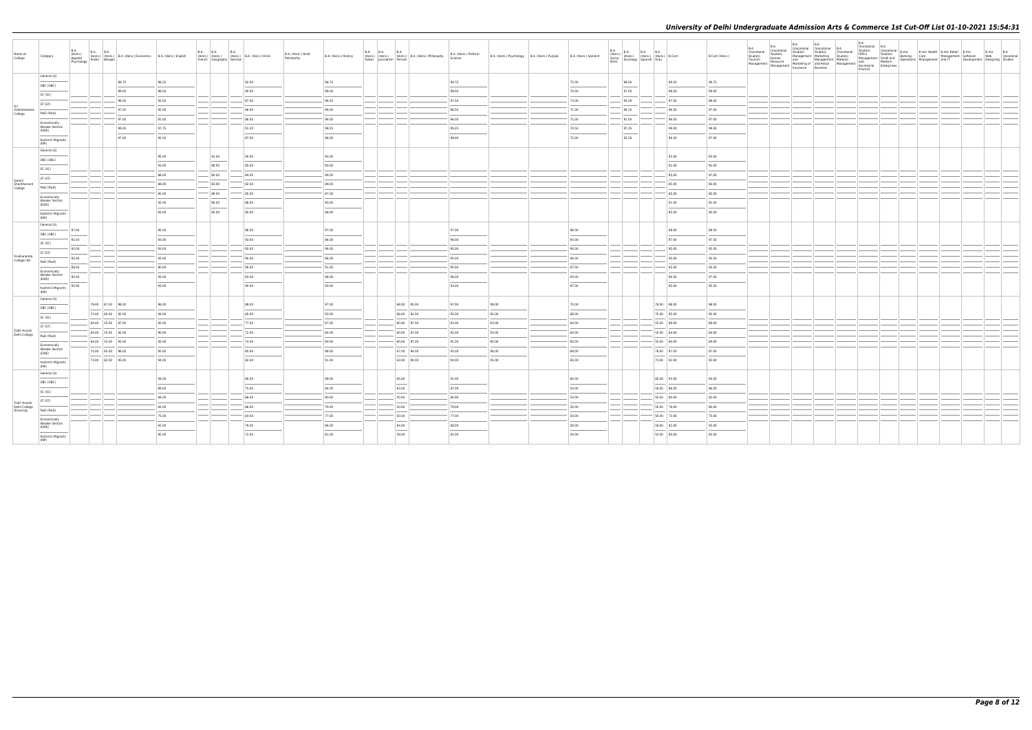# University of Delhi Undergraduate Admission Arts & Commerce 1st Cut-Off List 01-10-2021 15:54:31

| Name of College | Category | B.A. (Hons.) Applied Psychology | B.A. (Hons.) Arabic | B.A. (Hons.) Bengali | B.A. (Hons.) Economics | B.A. (Hons.) English | B.A. (Hons.) French | B.A. (Hons.) Geography | B.A. (Hons.) German | B.A. (Hons.) Hindi | B.A. (Hons.) Hindi Patrikarita | B.A. (Hons.) History | B.A. (Hons.) Italian | B.A. (Hons.) Journalism | B.A. (Hons.) Persian | B.A. (Hons.) Philosophy | B.A. (Hons.) Political Science | B.A. (Hons.) Psychology | B.A. (Hons.) Punjabi | B.A. (Hons.) Sanskrit | B.A. (Hons.) Social Work | B.A. (Hons.) Sociology | B.A. (Hons.) Spanish | B.A. (Hons.) Urdu | B.Com | B.Com (Hons.) | B.A. (Vocational Studies) Tourism Management | B.A. (Vocational Studies) Human Resource Management | B.A. (Vocational Studies) Management and Marketing of Insurance | B.A. (Vocational Studies) Marketing Management and Retail Business | B.A. (Vocational Studies) Material Management | B.A. (Vocational Studies) Office Management and Secretarial Practice | B.A. (Vocational Studies) Small and Medium Enterprises | B.Voc Banking Operations | B.Voc Health Care Management | B.Voc Retail Management and IT | B.Voc Software Development | B.Voc Web Designing | B.A. Vocational Studies |
|---|---|---|---|---|---|---|---|---|---|---|---|---|---|---|---|---|---|---|---|---|---|---|---|---|---|---|---|---|---|---|---|---|---|---|---|---|---|---|---|
| Sri Venkateswara College | General (G) | | | | 99.75 | 98.25 | | | | 92.00 | | 98.75 | | | | | 99.75 | | | 75.00 | | 98.00 | | | 99.50 | 99.75 | | | | | | | | | | | | | |
| | OBC (OBC) | | | | 99.00 | 96.50 | | | | 90.00 | | 98.00 | | | | | 99.00 | | | 74.00 | | 97.00 | | | 98.50 | 99.00 | | | | | | | | | | | | | |
| | SC (SC) | | | | 98.50 | 93.50 | | | | 87.00 | | 96.50 | | | | | 97.50 | | | 73.00 | | 95.00 | | | 97.50 | 98.00 | | | | | | | | | | | | | |
| | ST (ST) | | | | 97.25 | 92.00 | | | | 86.00 | | 96.00 | | | | | 96.50 | | | 71.00 | | 94.25 | | | 96.50 | 97.00 | | | | | | | | | | | | | |
| | PwD (PwD) | | | | 97.00 | 91.00 | | | | 86.00 | | 96.00 | | | | | 96.00 | | | 71.00 | | 91.00 | | | 96.50 | 97.00 | | | | | | | | | | | | | |
| | Economically Weaker Section (EWS) | | | | 99.00 | 97.75 | | | | 91.50 | | 98.25 | | | | | 99.25 | | | 74.50 | | 97.25 | | | 99.00 | 99.00 | | | | | | | | | | | | | |
| | Kashmiri Migrants (KM) | | | | 97.00 | 92.50 | | | | 87.00 | | 96.00 | | | | | 98.00 | | | 72.00 | | 92.50 | | | 96.50 | 97.00 | | | | | | | | | | | | | |
| Swami Shraddhanand College | General (G) | | | | | 95.00 | | 91.00 | | 90.00 | | 93.00 | | | | | | | | | | | | | 92.00 | 93.00 | | | | | | | | | | | | | |
| | OBC (OBC) | | | | | 93.00 | | 88.00 | | 85.00 | | 90.00 | | | | | | | | | | | | | 91.00 | 92.00 | | | | | | | | | | | | | |
| | SC (SC) | | | | | 88.00 | | 85.00 | | 84.00 | | 89.00 | | | | | | | | | | | | | 85.00 | 87.00 | | | | | | | | | | | | | |
| | ST (ST) | | | | | 88.00 | | 83.00 | | 82.00 | | 89.00 | | | | | | | | | | | | | 85.00 | 85.00 | | | | | | | | | | | | | |
| | PwD (PwD) | | | | | 85.00 | | 80.00 | | 85.00 | | 87.00 | | | | | | | | | | | | | 85.00 | 85.00 | | | | | | | | | | | | | |
| | Economically Weaker Section (EWS) | | | | | 92.00 | | 90.00 | | 88.00 | | 90.00 | | | | | | | | | | | | | 91.00 | 91.00 | | | | | | | | | | | | | |
| | Kashmiri Migrants (KM) | | | | | 93.00 | | 85.00 | | 85.00 | | 88.00 | | | | | | | | | | | | | 85.00 | 85.00 | | | | | | | | | | | | | |
| Vivekananda College (W) | General (G) | 97.00 | | | | 95.00 | | | | 96.00 | | 97.00 | | | | | 97.00 | | | 96.00 | | | | | 98.00 | 98.50 | | | | | | | | | | | | | |
| | OBC (OBC) | 92.00 | | | | 93.00 | | | | 93.00 | | 96.00 | | | | | 96.00 | | | 93.00 | | | | | 97.00 | 97.50 | | | | | | | | | | | | | |
| | SC (SC) | 92.00 | | | | 93.00 | | | | 93.00 | | 96.00 | | | | | 95.00 | | | 90.00 | | | | | 95.00 | 95.50 | | | | | | | | | | | | | |
| | ST (ST) | 92.00 | | | | 93.00 | | | | 90.00 | | 96.00 | | | | | 95.00 | | | 90.00 | | | | | 95.00 | 95.50 | | | | | | | | | | | | | |
| | PwD (PwD) | 88.00 | | | | 80.00 | | | | 90.00 | | 91.00 | | | | | 90.00 | | | 87.00 | | | | | 95.00 | 95.50 | | | | | | | | | | | | | |
| | Economically Weaker Section (EWS) | 95.00 | | | | 93.00 | | | | 93.00 | | 96.00 | | | | | 96.00 | | | 93.00 | | | | | 96.50 | 97.00 | | | | | | | | | | | | | |
| | Kashmiri Migrants (KM) | 92.00 | | | | 93.00 | | | | 90.00 | | 90.00 | | | | | 93.00 | | | 87.00 | | | | | 95.00 | 95.50 | | | | | | | | | | | | | |
| Zakir Husain Delhi College | General (G) | | 79.00 | 67.00 | 98.00 | 96.00 | | | | 88.00 | | 97.00 | | | 68.00 | 95.00 | 97.00 | 98.00 | | 70.00 | | | | 78.00 | 98.00 | 98.00 | | | | | | | | | | | | | |
| | OBC (OBC) | | 74.00 | 68.00 | 92.00 | 94.00 | | | | 85.00 | | 93.00 | | | 66.00 | 92.00 | 95.00 | 95.00 | | 68.00 | | | | 75.00 | 95.00 | 95.00 | | | | | | | | | | | | | |
| | SC (SC) | | 64.00 | 55.00 | 87.00 | 92.00 | | | | 77.00 | | 87.00 | | | 60.00 | 87.00 | 93.00 | 93.00 | | 64.00 | | | | 55.00 | 89.00 | 89.00 | | | | | | | | | | | | | |
| | ST (ST) | | 64.00 | 53.00 | 82.00 | 90.00 | | | | 72.00 | | 84.00 | | | 60.00 | 87.00 | 92.00 | 93.00 | | 60.00 | | | | 55.00 | 84.00 | 84.00 | | | | | | | | | | | | | |
| | PwD (PwD) | | 64.00 | 53.00 | 92.00 | 82.00 | | | | 74.00 | | 80.00 | | | 60.00 | 87.00 | 91.00 | 90.00 | | 60.00 | | | | 55.00 | 84.00 | 84.00 | | | | | | | | | | | | | |
| | Economically Weaker Section (EWS) | | 75.00 | 65.00 | 96.00 | 95.00 | | | | 85.00 | | 96.00 | | | 67.00 | 94.00 | 95.00 | 96.00 | | 69.00 | | | | 76.00 | 97.00 | 97.00 | | | | | | | | | | | | | |
| | Kashmiri Migrants (KM) | | 73.00 | 62.00 | 95.00 | 94.00 | | | | 82.00 | | 91.00 | | | 63.00 | 90.00 | 94.00 | 95.00 | | 65.00 | | | | 73.00 | 92.00 | 92.00 | | | | | | | | | | | | | |
| Zakir Husain Delhi College (Evening) | General (G) | | | | | 94.00 | | | | 80.00 | | 89.00 | | | 65.00 | | 91.00 | | | 60.00 | | | | 60.00 | 93.00 | 94.00 | | | | | | | | | | | | | |
| | OBC (OBC) | | | | | 89.00 | | | | 75.00 | | 84.00 | | | 63.00 | | 87.00 | | | 54.00 | | | | 58.00 | 86.00 | 86.00 | | | | | | | | | | | | | |
| | SC (SC) | | | | | 84.00 | | | | 68.00 | | 80.00 | | | 50.00 | | 80.00 | | | 53.00 | | | | 50.00 | 80.00 | 82.00 | | | | | | | | | | | | | |
| | ST (ST) | | | | | 83.00 | | | | 66.00 | | 79.00 | | | 50.00 | | 79.00 | | | 50.00 | | | | 50.00 | 78.00 | 80.00 | | | | | | | | | | | | | |
| | PwD (PwD) | | | | | 75.00 | | | | 64.00 | | 77.00 | | | 50.00 | | 77.00 | | | 50.00 | | | | 50.00 | 73.00 | 75.00 | | | | | | | | | | | | | |
| | Economically Weaker Section (EWS) | | | | | 92.00 | | | | 79.00 | | 86.00 | | | 64.00 | | 88.00 | | | 59.00 | | | | 58.00 | 92.00 | 93.00 | | | | | | | | | | | | | |
| | Kashmiri Migrants (KM) | | | | | 85.00 | | | | 72.00 | | 81.00 | | | 59.00 | | 82.00 | | | 54.00 | | | | 54.00 | 84.00 | 85.00 | | | | | | | | | | | | | |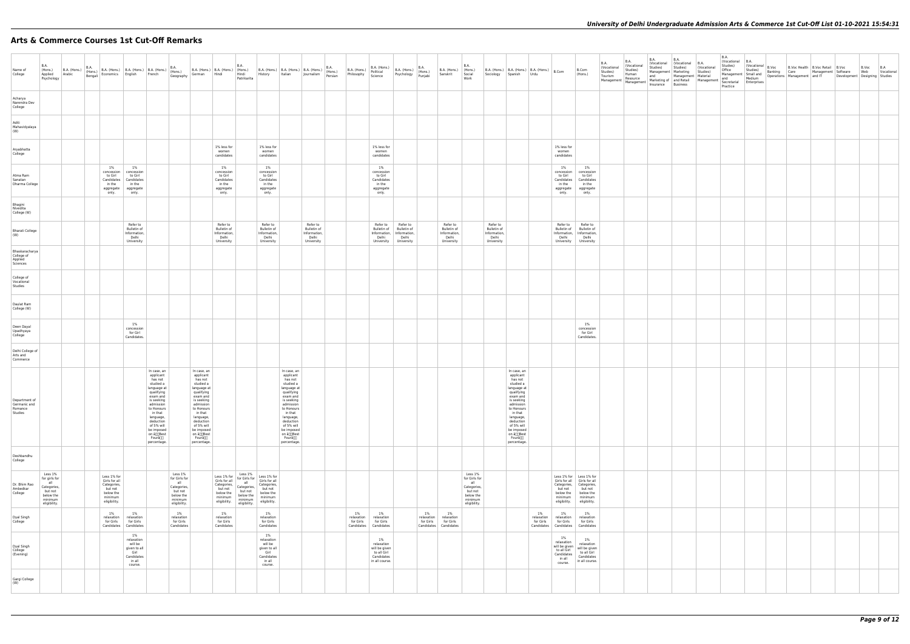# Arts & Commerce Courses 1st Cut-Off Remarks

| Name of College | B.A. (Hons.) Applied Psychology | B.A. (Hons.) Arabic | B.A. (Hons.) Bengali | B.A. (Hons.) Economics | B.A. (Hons.) English | B.A. (Hons.) French | B.A. (Hons.) Geography | B.A. (Hons.) German | B.A. (Hons.) Hindi | B.A. (Hons.) Hindi Patrikarita | B.A. (Hons.) History | B.A. (Hons.) Italian | B.A. (Hons.) Journalism | B.A. (Hons.) Persian | B.A. (Hons.) Philosophy | B.A. (Hons.) Political Science | B.A. (Hons.) Psychology | B.A. (Hons.) Punjabi | B.A. (Hons.) Sanskrit | B.A. (Hons.) Social Work | B.A. (Hons.) Sociology | B.A. (Hons.) Spanish | B.A. (Hons.) Urdu | B.Com | B.Com (Hons.) | B.A. (Vocational Studies) Tourism Management | B.A. (Vocational Studies) Human Resource Management | B.A. (Vocational Studies) Management and Marketing of Insurance | B.A. (Vocational Studies) Marketing Management and Retail Business | B.A. (Vocational Studies) Material Management | B.A. (Vocational Studies) Office Management and Secretarial Practice | B.A. (Vocational Studies) Small and Medium Enterprises | B.Voc Banking Operations | B.Voc Health Care Management | B.Voc Retail Management and IT | B.Voc Software Development | B.Voc Web Designing | B.A Vocational Studies |
|---|---|---|---|---|---|---|---|---|---|---|---|---|---|---|---|---|---|---|---|---|---|---|---|---|---|---|---|---|---|---|---|---|---|---|---|---|---|---|
| Acharya Narendra Dev College | | | | | | | | | | | | | | | | | | | | | | | | | | | | | | | | | | | | | | |
| Aditi Mahavidyalaya (W) | | | | | | | | | | | | | | | | | | | | | | | | | | | | | | | | | | | | | | |
| Aryabhatta College | | | | | | | | | 1% less for women candidates | | 1% less for women candidates | | | | | 1% less for women candidates | | | | | | | | 1% less for women candidates | | | | | | | | | | | | | | |
| Atma Ram Sanatan Dharma College | | | | 1% concession to Girl Candidates in the aggregate only. | 1% concession to Girl Candidates in the aggregate only. | | | | 1% concession to Girl Candidates in the aggregate only. | | 1% concession to Girl Candidates in the aggregate only. | | | | | 1% concession to Girl Candidates in the aggregate only. | | | | | | | | 1% concession to Girl Candidates in the aggregate only. | 1% concession to Girl Candidates in the aggregate only. | | | | | | | | | | | | | |
| Bhagini Nivedita College (W) | | | | | | | | | | | | | | | | | | | | | | | | | | | | | | | | | | | | | | |
| Bharati College (W) | | | | | Refer to Bulletin of Information, Delhi University | | | | Refer to Bulletin of Information, Delhi University | | Refer to Bulletin of Information, Delhi University | | Refer to Bulletin of Information, Delhi University | | | Refer to Bulletin of Information, Delhi University | Refer to Bulletin of Information, Delhi University | | Refer to Bulletin of Information, Delhi University | | Refer to Bulletin of Information, Delhi University | | | Refer to Bulletin of Information, Delhi University | Refer to Bulletin of Information, Delhi University | | | | | | | | | | | | | |
| Bhaskaracharya College of Applied Sciences | | | | | | | | | | | | | | | | | | | | | | | | | | | | | | | | | | | | | | |
| College of Vocational Studies | | | | | | | | | | | | | | | | | | | | | | | | | | | | | | | | | | | | | | |
| Daulat Ram College (W) | | | | | | | | | | | | | | | | | | | | | | | | | | | | | | | | | | | | | | |
| Deen Dayal Upadhyaya College | | | | | 1% concession for Girl Candidates. | | | | | | | | | | | | | | | | | | | | 1% concession for Girl Candidates. | | | | | | | | | | | | | |
| Delhi College of Arts and Commerce | | | | | | | | | | | | | | | | | | | | | | | | | | | | | | | | | | | | | | |
| Department of Germanic and Romance Studies | | | | | | In case, an applicant has not studied a language at qualifying exam and is seeking admission to Honours in that language, deduction of 5% will be imposed on â€œBest Fourâ€ percentage. | | In case, an applicant has not studied a language at qualifying exam and is seeking admission to Honours in that language, deduction of 5% will be imposed on â€œBest Fourâ€ percentage. | | | | In case, an applicant has not studied a language at qualifying exam and is seeking admission to Honours in that language, deduction of 5% will be imposed on â€œBest Fourâ€ percentage. | | | | | | | | | | In case, an applicant has not studied a language at qualifying exam and is seeking admission to Honours in that language, deduction of 5% will be imposed on â€œBest Fourâ€ percentage. | | | | | | | | | | | | | | | | |
| Deshbandhu College | | | | | | | | | | | | | | | | | | | | | | | | | | | | | | | | | | | | | | |
| Dr. Bhim Rao Ambedkar College | Less 1% for girls for all Categories, but not below the minimum eligibility. | | | Less 1% for Girls for all Categories, but not below the minimum eligibility. | | | Less 1% for Girls for all Categories, but not below the minimum eligibility. | | Less 1% for Girls for all Categories, but not below the minimum eligibility. | Less 1% for Girls for all Categories, but not below the minimum eligibility. | Less 1% for Girls for all Categories, but not below the minimum eligibility. | | | | | | | | | Less 1% for Girls for all Categories, but not below the minimum eligibility. | | | | Less 1% for Girls for all Categories, but not below the minimum eligibility. | Less 1% for Girls for all Categories, but not below the minimum eligibility. | | | | | | | | | | | | | |
| Dyal Singh College | | | | 1% relaxation for Girls Candidates | 1% relaxation for Girls Candidates | | 1% relaxation for Girls Candidates | | 1% relaxation for Girls Candidates | | 1% relaxation for Girls Candidates | | | | 1% relaxation for Girls Candidates | 1% relaxation for Girls Candidates | | 1% relaxation for Girls Candidates | 1% relaxation for Girls Candidates | | | | 1% relaxation for Girls Candidates | 1% relaxation for Girls Candidates | 1% relaxation for Girls Candidates | | | | | | | | | | | | | |
| Dyal Singh College (Evening) | | | | | 1% relaxation will be given to all Girl Candidates in all course. | | | | | | 1% relaxation will be given to all Girl Candidates in all course. | | | | | 1% relaxation will be given to all Girl Candidates in all course. | | | | | | | | 1% relaxation will be given to all Girl Candidates in all course. | 1% relaxation will be given to all Girl Candidates in all course. | | | | | | | | | | | | | |
| Gargi College (W) | | | | | | | | | | | | | | | | | | | | | | | | | | | | | | | | | | | | | | |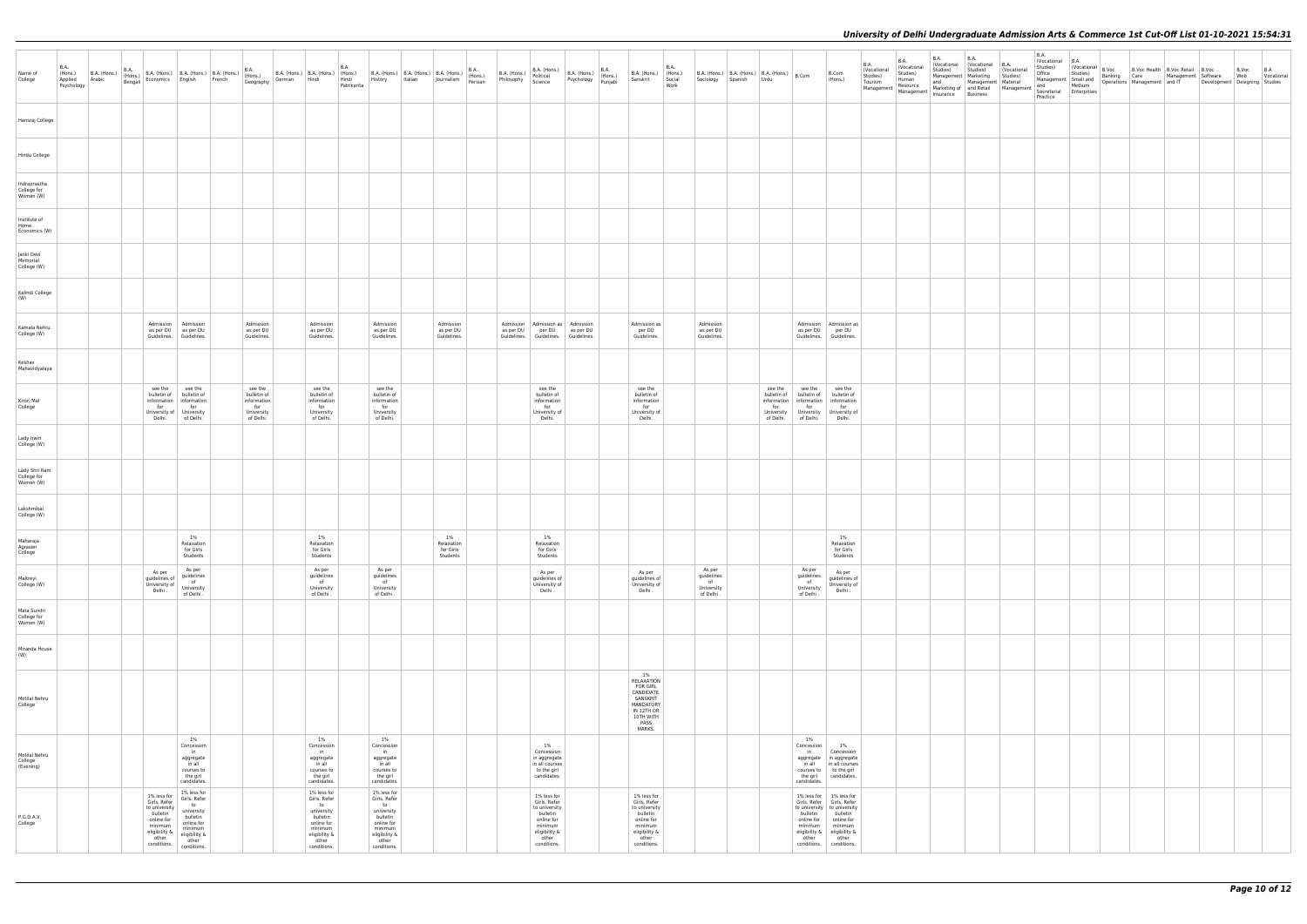| Name of College | B.A. (Hons.) Applied Psychology | B.A. (Hons.) Arabic | B.A. (Hons.) Bengali | B.A. (Hons.) Economics | B.A. (Hons.) English | B.A. (Hons.) French | B.A. (Hons.) Geography | B.A. (Hons.) German | B.A. (Hons.) Hindi | B.A. (Hons.) Hindi Patrikarita | B.A. (Hons.) History | B.A. (Hons.) Italian | B.A. (Hons.) Journalism | B.A. (Hons.) Persian | B.A. (Hons.) Philosophy | B.A. (Hons.) Political Science | B.A. (Hons.) Psychology | B.A. (Hons.) Punjabi | B.A. (Hons.) Sanskrit | B.A. (Hons.) Social Work | B.A. (Hons.) Sociology | B.A. (Hons.) Spanish | B.A. (Hons.) Urdu | B.Com | B.Com (Hons.) | B.A. (Vocational Studies) Tourism Management | B.A. (Vocational Studies) Human Resource Management | B.A. (Vocational Studies) Management and Marketing of Insurance | B.A. (Vocational Studies) Marketing Management and Retail Business | B.A. (Vocational Studies) Material Management | B.A. (Vocational Studies) Office Management and Secretarial Practice | B.A. (Vocational Studies) Small and Medium Enterprises | B.Voc Banking Operations | B.Voc Health Care Management | B.Voc Retail Management and IT | B.Voc Software Development | B.Voc Web Designing | B.A Vocational Studies |
|---|---|---|---|---|---|---|---|---|---|---|---|---|---|---|---|---|---|---|---|---|---|---|---|---|---|---|---|---|---|---|---|---|---|---|---|---|---|---|
| Hansraj College | | | | | | | | | | | | | | | | | | | | | | | | | | | | | | | | | | | | | | |
| Hindu College | | | | | | | | | | | | | | | | | | | | | | | | | | | | | | | | | | | | | | |
| Indraprastha College for Women (W) | | | | | | | | | | | | | | | | | | | | | | | | | | | | | | | | | | | | | | |
| Institute of Home Economics (W) | | | | | | | | | | | | | | | | | | | | | | | | | | | | | | | | | | | | | | |
| Janki Devi Memorial College (W) | | | | | | | | | | | | | | | | | | | | | | | | | | | | | | | | | | | | | | |
| Kalindi College (W) | | | | | | | | | | | | | | | | | | | | | | | | | | | | | | | | | | | | | | |
| Kamala Nehru College (W) | | | | Admission as per DU Guidelines. | Admission as per DU Guidelines. | | Admission as per DU Guidelines. | | Admission as per DU Guidelines. | | Admission as per DU Guidelines. | | Admission as per DU Guidelines. | | Admission as per DU Guidelines. | Admission as per DU Guidelines. | Admission as per DU Guidelines. | | Admission as per DU Guidelines. | | Admission as per DU Guidelines. | | | Admission as per DU Guidelines. | Admission as per DU Guidelines. | | | | | | | | | | | | | |
| Keshav Mahavidyalaya | | | | | | | | | | | | | | | | | | | | | | | | | | | | | | | | | | | | | | |
| Kirori Mal College | | | | see the bulletin of information for University of Delhi. | see the bulletin of information for University of Delhi. | | see the bulletin of information for University of Delhi. | | see the bulletin of information for University of Delhi. | | see the bulletin of information for University of Delhi. | | | | | see the bulletin of information for University of Delhi. | | | see the bulletin of information for University of Delhi. | | | | see the bulletin of information for University of Delhi. | see the bulletin of information for University of Delhi. | see the bulletin of information for University of Delhi. | | | | | | | | | | | | | |
| Lady Irwin College (W) | | | | | | | | | | | | | | | | | | | | | | | | | | | | | | | | | | | | | | |
| Lady Shri Ram College for Women (W) | | | | | | | | | | | | | | | | | | | | | | | | | | | | | | | | | | | | | | |
| Lakshmibai College (W) | | | | | | | | | | | | | | | | | | | | | | | | | | | | | | | | | | | | | | |
| Maharaja Agrasen College | | | | | 1% Relaxation for Girls Students | | | | 1% Relaxation for Girls Students | | | | 1% Relaxation for Girls Students | | | 1% Relaxation for Girls Students | | | | | | | | | 1% Relaxation for Girls Students | | | | | | | | | | | | | |
| Maitreyi College (W) | | | | As per guidelines of University of Delhi . | As per guidelines of University of Delhi . | | | | As per guidelines of University of Delhi . | | As per guidelines of University of Delhi . | | | | | As per guidelines of University of Delhi . | | | As per guidelines of University of Delhi . | | As per guidelines of University of Delhi . | | | As per guidelines of University of Delhi . | As per guidelines of University of Delhi . | | | | | | | | | | | | | |
| Mata Sundri College for Women (W) | | | | | | | | | | | | | | | | | | | | | | | | | | | | | | | | | | | | | | |
| Miranda House (W) | | | | | | | | | | | | | | | | | | | | | | | | | | | | | | | | | | | | | | |
| Motilal Nehru College | | | | | | | | | | | | | | | | | | | 1% RELAXATION FOR GIRL CANDIDATE. SANSKRIT MANDATORY IN 12TH OR 10TH WITH PASS MARKS. | | | | | | | | | | | | | | | | | | | |
| Motilal Nehru College (Evening) | | | | | 1% Concession in aggregate in all courses to the girl candidates. | | | | 1% Concession in aggregate in all courses to the girl candidates. | | 1% Concession in aggregate in all courses to the girl candidates. | | | | | 1% Concession in aggregate in all courses to the girl candidates. | | | | | | | | 1% Concession in aggregate in all courses to the girl candidates. | 1% Concession in aggregate in all courses to the girl candidates. | | | | | | | | | | | | | |
| P.G.D.A.V. College | | | | 1% less for Girls. Refer to university bulletin online for minimum eligibility & other conditions. | 1% less for Girls. Refer to university bulletin online for minimum eligibility & other conditions. | | | | 1% less for Girls. Refer to university bulletin online for minimum eligibility & other conditions. | | 1% less for Girls. Refer to university bulletin online for minimum eligibility & other conditions. | | | | | 1% less for Girls. Refer to university bulletin online for minimum eligibility & other conditions. | | | 1% less for Girls. Refer to university bulletin online for minimum eligibility & other conditions. | | | | | 1% less for Girls. Refer to university bulletin online for minimum eligibility & other conditions. | 1% less for Girls. Refer to university bulletin online for minimum eligibility & other conditions. | | | | | | | | | | | | | |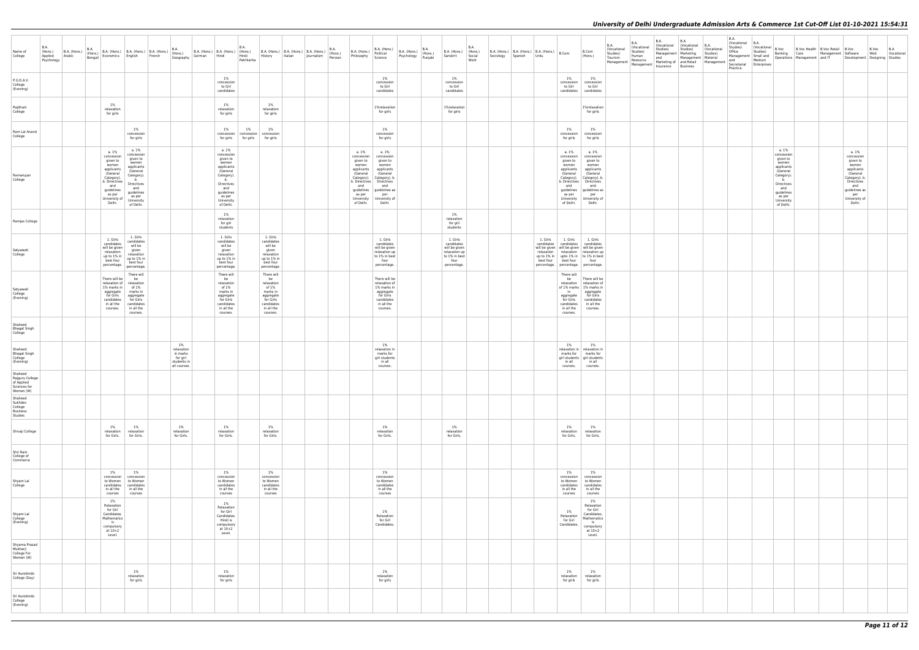| Name of College | B.A. (Hons.) Applied Psychology | B.A. (Hons.) Arabic | B.A. (Hons.) Bengali | B.A. (Hons.) Economics | B.A. (Hons.) English | B.A. (Hons.) French | B.A. (Hons.) Geography | B.A. (Hons.) German | B.A. (Hons.) Hindi | B.A. (Hons.) Hindi Patrikarita | B.A. (Hons.) History | B.A. (Hons.) Italian | B.A. (Hons.) Journalism | B.A. (Hons.) Persian | B.A. (Hons.) Philosophy | B.A. (Hons.) Political Science | B.A. (Hons.) Psychology | B.A. (Hons.) Punjabi | B.A. (Hons.) Sanskrit | B.A. (Hons.) Social Work | B.A. (Hons.) Sociology | B.A. (Hons.) Spanish | B.A. (Hons.) Urdu | B.Com | B.Com (Hons.) | B.A. (Vocational Studies) Tourism Management | B.A. (Vocational Studies) Human Resource Management | B.A. (Vocational Studies) Management and Marketing of Insurance | B.A. (Vocational Studies) Marketing Management and Retail Business | B.A. (Vocational Studies) Material Management | B.A. (Vocational Studies) Office Management and Secretarial Practice | B.A. (Vocational Studies) Small and Medium Enterprises | B.Voc Banking Operations | B.Voc Health Care | B.Voc Retail Management and IT | B.Voc Software Development | B.Voc Web Designing | B.A Vocational Studies |
|---|---|---|---|---|---|---|---|---|---|---|---|---|---|---|---|---|---|---|---|---|---|---|---|---|---|---|---|---|---|---|---|---|---|---|---|---|---|---|
| P.G.D.A.V. College (Evening) | | | | | | | | | 1% concession to Girl candidates | | | | | | | 1% concession to Girl candidates | | | 1% concession to Girl candidates | | | | | 1% concession to Girl candidates | 1% concession to Girl candidates | | | | | | | | | | | | | |
| Rajdhani College | | | | 1% relaxation for girls | | | | | 1% relaxation for girls | | 1% relaxation for girls | | | | | 1%relaxation for girls | | | 1%relaxation for girls | | | | | | 1%relaxation for girls | | | | | | | | | | | | | |
| Ram Lal Anand College | | | | | 1% concession for girls | | | | 1% concession for girls | 1% concession for girls | 1% concession for girls | | | | | 1% concession for girls | | | | | | | | 1% concession for girls | 1% concession for girls | | | | | | | | | | | | | |
| Ramanujan College | | | | a. 1% concession given to women applicants (General Category). b. Directives and guidelines as per University of Delhi. | a. 1% concession given to women applicants (General Category). b. Directives and guidelines as per University of Delhi. | | | | a. 1% concession given to women applicants (General Category). b. Directives and guidelines as per University of Delhi. | | | | | | a. 1% concession given to women applicants (General Category). b. Directives and guidelines as per University of Delhi. | a. 1% concession given to women applicants (General Category). b. Directives and guidelines as per University of Delhi. | | | | | | | | a. 1% concession given to women applicants (General Category). b. Directives and guidelines as per University of Delhi. | a. 1% concession given to women applicants (General Category). b. Directives and guidelines as per University of Delhi. | | | | | | | | a. 1% concession given to women applicants (General Category). b. Directives and guidelines as per University of Delhi. | | | a. 1% concession given to women applicants (General Category). b. Directives and guidelines as per University of Delhi. | | |
| Ramjas College | | | | | | | | | | | | | | | | | | | 1% relaxation for girl students | | | | | | | | | | | | | | | | | | | |
| Satyawati College | | | | 1. Girls candidates will be given relaxation up to 1% in best four percentage. | 1. Girls candidates will be given relaxation up to 1% in best four percentage. | | | | 1. Girls candidates will be given relaxation up to 1% in best four percentage. | | 1. Girls candidates will be given relaxation up to 1% in best four percentage. | | | | | 1. Girls candidates will be given relaxation up to 1% in best four percentage. | | | 1. Girls candidates will be given relaxation up to 1% in best four percentage. | | | | 1. Girls candidates will be given relaxation up to 1% in best four percentage. | 1. Girls candidates will be given relaxation upto 1% in best four percentage. | 1. Girls candidates will be given relaxation up to 1% in best four percentage. | | | | | | | | | | | | | |
| Satyawati College (Evening) | | | | There will be relaxation of 1% marks in aggregate for Girls candidates in all the courses. | There will be relaxation of 1% marks in aggregate for Girls candidates in all the courses. | | | | There will be relaxation of 1% marks in aggregate for Girls candidates in all the courses. | | There will be relaxation of 1% marks in aggregate for Girls candidates in all the courses. | | | | | There will be relaxation of 1% marks in aggregate for Girls candidates in all the courses. | | | | | | | | There will be relaxation of 1% marks in aggregate for Girls candidates in all the courses. | There will be relaxation of 1% marks in aggregate for Girls candidates in all the courses. | | | | | | | | | | | | | |
| Shaheed Bhagat Singh College | | | | | | | | | | | | | | | | | | | | | | | | | | | | | | | | | | | | | | |
| Shaheed Bhagat Singh College (Evening) | | | | | | | 1% relaxation in marks for girl students in all courses. | | | | | | | | | 1% relaxation in marks for girl students in all courses. | | | | | | | | 1% relaxation in marks for girl students in all courses. | 1% relaxation in marks for girl students in all courses. | | | | | | | | | | | | | |
| Shaheed Rajguru College of Applied Sciences for Women (W) | | | | | | | | | | | | | | | | | | | | | | | | | | | | | | | | | | | | | | |
| Shaheed Sukhdev College Business Studies | | | | | | | | | | | | | | | | | | | | | | | | | | | | | | | | | | | | | | |
| Shivaji College | | | | 1% relaxation for Girls. | 1% relaxation for Girls. | | 1% relaxation for Girls. | | 1% relaxation for Girls. | | 1% relaxation for Girls. | | | | | 1% relaxation for Girls. | | | 1% relaxation for Girls. | | | | | 1% relaxation for Girls. | 1% relaxation for Girls. | | | | | | | | | | | | | |
| Shri Ram College of Commerce | | | | | | | | | | | | | | | | | | | | | | | | | | | | | | | | | | | | | | |
| Shyam Lal College | | | | 1% concession to Women candidates in all the courses | 1% concession to Women candidates in all the courses | | | | 1% concession to Women candidates in all the courses | | 1% concession to Women candidates in all the courses | | | | | 1% concession to Women candidates in all the courses | | | | | | | | 1% concession to Women candidates in all the courses | 1% concession to Women candidates in all the courses | | | | | | | | | | | | | |
| Shyam Lal College (Evening) | | | | 1% Relaxation for Girl Candidates. Mathematics is compulsory at 10+2 Level. | | | | | 1% Relaxation for Girl Candidates. Hindi is compulsory at 10+2 Level. | | | | | | | 1% Relaxation for Girl Candidates. | | | | | | | | 1% Relaxation for Girl Candidates. | 1% Relaxation for Girl Candidates. Mathematics is compulsory at 10+2 Level. | | | | | | | | | | | | | |
| Shyama Prasad Mukherji College For Women (W) | | | | | | | | | | | | | | | | | | | | | | | | | | | | | | | | | | | | | | |
| Sri Aurobindo College (Day) | | | | | 1% relaxation for girls | | | | 1% relaxation for girls | | | | | | | 1% relaxation for girls | | | | | | | | 1% relaxation for girls | 1% relaxation for girls | | | | | | | | | | | | | |
| Sri Aurobindo College (Evening) | | | | | | | | | | | | | | | | | | | | | | | | | | | | | | | | | | | | | | |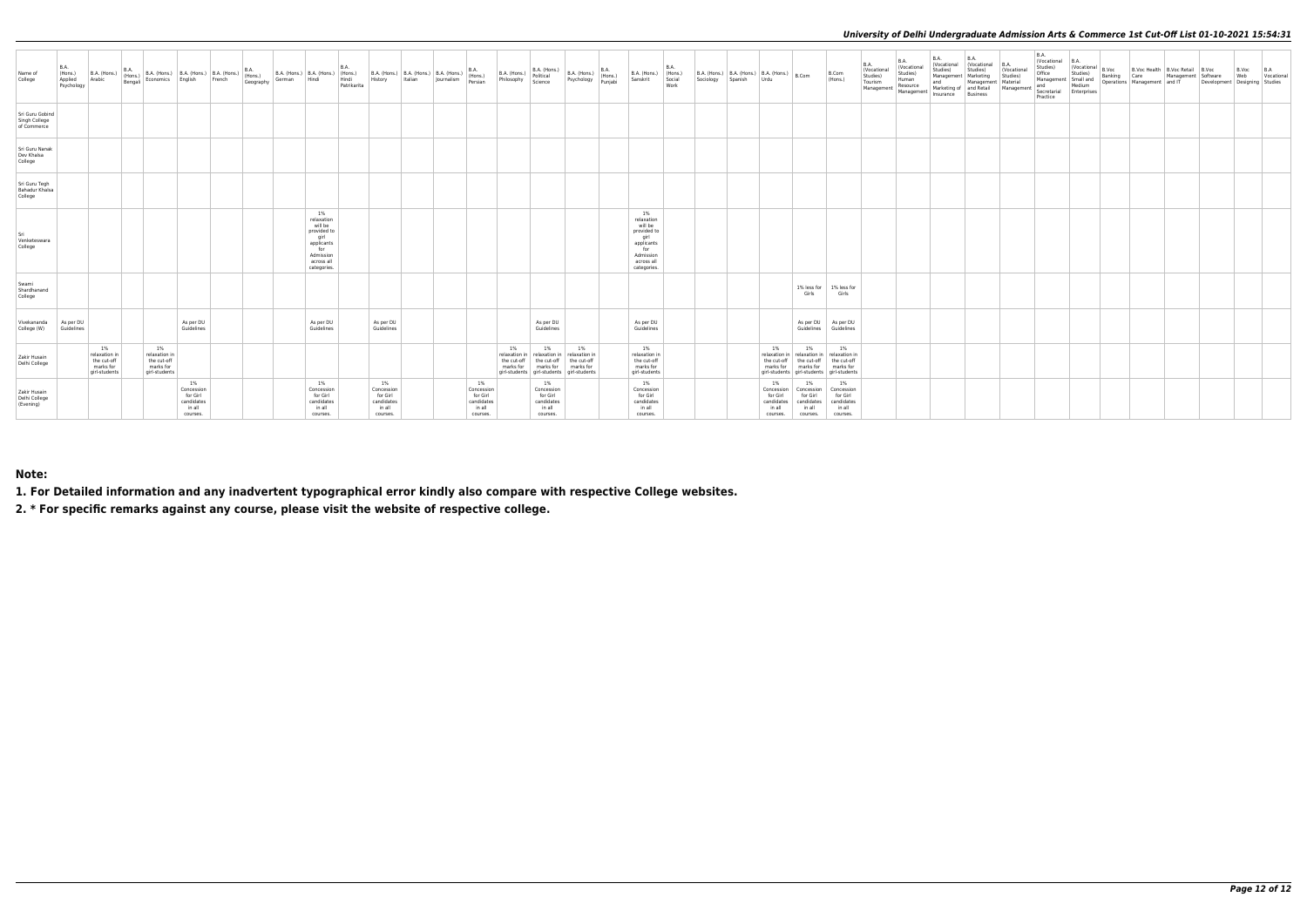| Name of College | B.A. (Hons.) Applied Psychology | B.A. (Hons.) Arabic | B.A. (Hons.) Bengali | B.A. (Hons.) Economics | B.A. (Hons.) English | B.A. (Hons.) French | B.A. (Hons.) Geography | B.A. (Hons.) German | B.A. (Hons.) Hindi | B.A. (Hons.) Hindi Patrikarita | B.A. (Hons.) History | B.A. (Hons.) Italian | B.A. (Hons.) Journalism | B.A. (Hons.) Persian | B.A. (Hons.) Philosophy | B.A. (Hons.) Political Science | B.A. (Hons.) Psychology | B.A. (Hons.) Punjabi | B.A. (Hons.) Sanskrit | B.A. (Hons.) Social Work | B.A. (Hons.) Sociology | B.A. (Hons.) Spanish | B.A. (Hons.) Urdu | B.Com | B.Com (Hons.) | B.A. (Vocational Studies) Tourism Management | B.A. (Vocational Studies) Human Resource Management | B.A. (Vocational Studies) Management and Marketing of Insurance | B.A. (Vocational Studies) Marketing Management and Retail Business | B.A. (Vocational Studies) Material Management | B.A. (Vocational Studies) Office Management and Secretarial Practice | B.A. (Vocational Studies) Small and Medium Enterprises | B.Voc Banking Operations | B.Voc Health Care Management | B.Voc Retail Management and IT | B.Voc Software Development | B.Voc Web Designing | B.A Vocational Studies |
|---|---|---|---|---|---|---|---|---|---|---|---|---|---|---|---|---|---|---|---|---|---|---|---|---|---|---|---|---|---|---|---|---|---|---|---|---|---|---|
| Sri Guru Gobind Singh College of Commerce | | | | | | | | | | | | | | | | | | | | | | | | | | | | | | | | | | | | | | |
| Sri Guru Nanak Dev Khalsa College | | | | | | | | | | | | | | | | | | | | | | | | | | | | | | | | | | | | | | |
| Sri Guru Tegh Bahadur Khalsa College | | | | | | | | | | | | | | | | | | | | | | | | | | | | | | | | | | | | | | |
| Sri Venkateswara College | | | | | | | | | 1% relaxation will be provided to girl applicants for Admission across all categories. | | | | | | | | | | 1% relaxation will be provided to girl applicants for Admission across all categories. | | | | | | | | | | | | | | | | | | | |
| Swami Shardhanand College | | | | | | | | | | | | | | | | | | | | | | | | 1% less for Girls | 1% less for Girls | | | | | | | | | | | | | |
| Vivekananda College (W) | As per DU Guidelines | | | | As per DU Guidelines | | | | As per DU Guidelines | | As per DU Guidelines | | | | | As per DU Guidelines | | | As per DU Guidelines | | | | | As per DU Guidelines | As per DU Guidelines | | | | | | | | | | | | | |
| Zakir Husain Delhi College | | 1% relaxation in the cut-off marks for girl-students | | 1% relaxation in the cut-off marks for girl-students | | | | | | | | | | | 1% relaxation in the cut-off marks for girl-students | 1% relaxation in the cut-off marks for girl-students | 1% relaxation in the cut-off marks for girl-students | | 1% relaxation in the cut-off marks for girl-students | | | | 1% relaxation in the cut-off marks for girl-students | 1% relaxation in the cut-off marks for girl-students | 1% relaxation in the cut-off marks for girl-students | | | | | | | | | | | | | |
| Zakir Husain Delhi College (Evening) | | | | | 1% Concession for Girl candidates in all courses. | | | | 1% Concession for Girl candidates in all courses. | | 1% Concession for Girl candidates in all courses. | | | 1% Concession for Girl candidates in all courses. | | 1% Concession for Girl candidates in all courses. | | | 1% Concession for Girl candidates in all courses. | | | | 1% Concession for Girl candidates in all courses. | 1% Concession for Girl candidates in all courses. | 1% Concession for Girl candidates in all courses. | | | | | | | | | | | | | |

**Note:**

**1. For Detailed information and any inadvertent typographical error kindly also compare with respective College websites.**

**2. * For specific remarks against any course, please visit the website of respective college.**